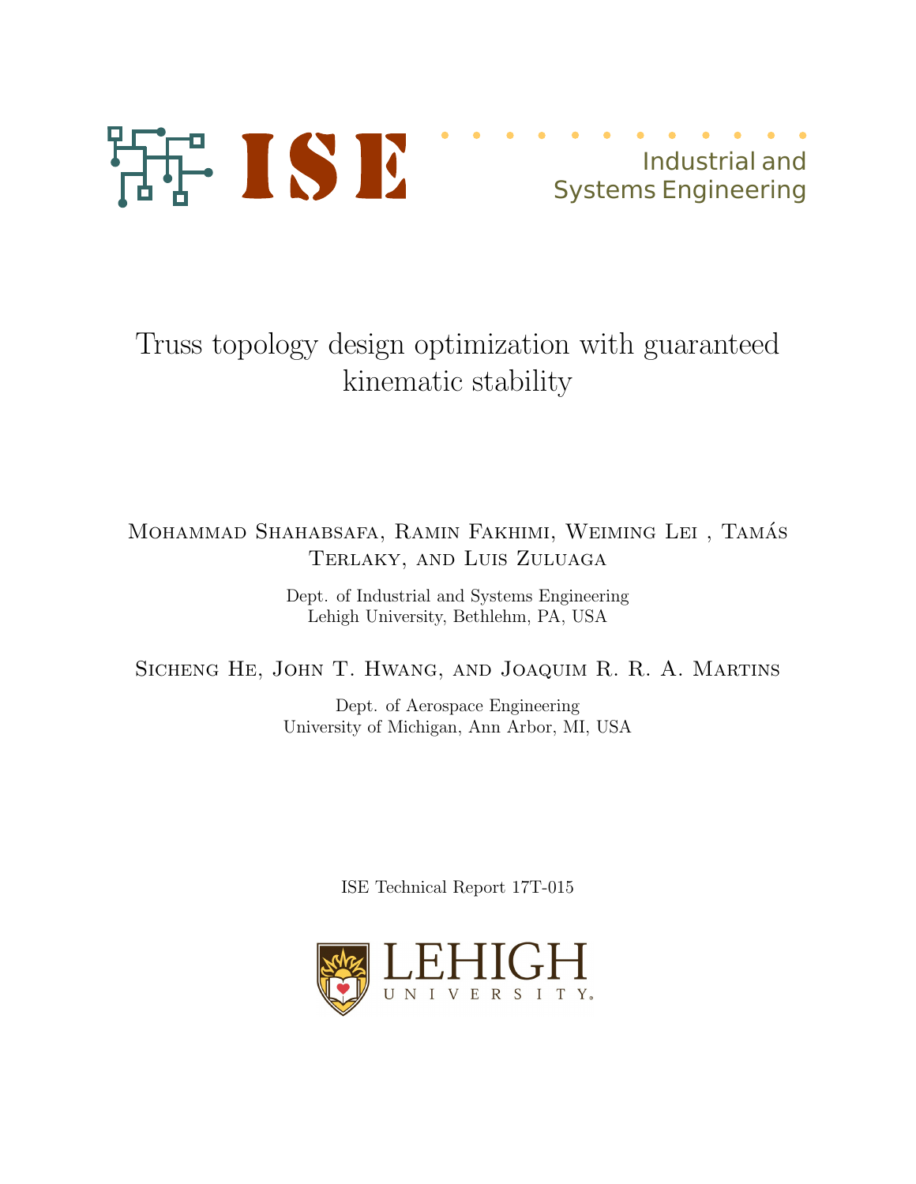ISE Industrial and Systems Engineering

# Truss topology design optimization with guaranteed kinematic stability

Mohammad Shahabsafa, Ramin Fakhimi, Weiming Lei , Tamás Terlaky, and Luis Zuluaga

Dept. of Industrial and Systems Engineering
Lehigh University, Bethlehm, PA, USA

Sicheng He, John T. Hwang, and Joaquim R. R. A. Martins

Dept. of Aerospace Engineering
University of Michigan, Ann Arbor, MI, USA

ISE Technical Report 17T-015

LEHIGH UNIVERSITY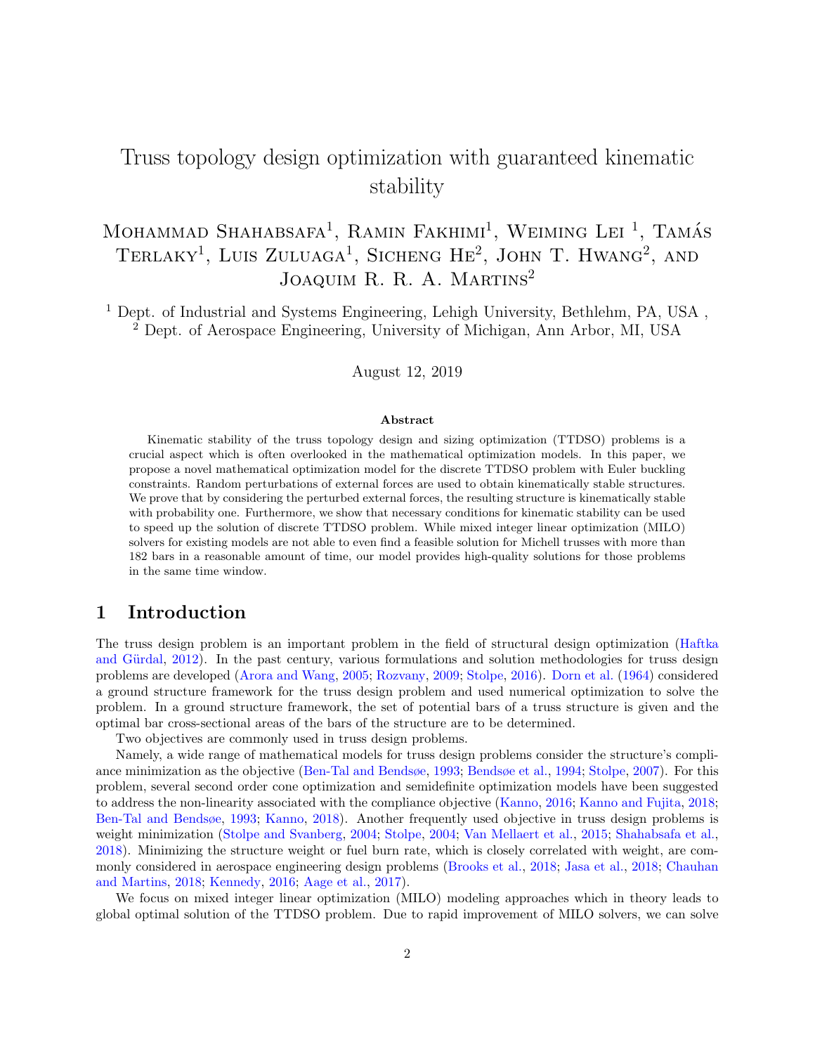# Truss topology design optimization with guaranteed kinematic stability

Mohammad Shahabsafa[1], Ramin Fakhimi[1], Weiming Lei [1], Tamás Terlaky[1], Luis Zuluaga[1], Sicheng He[2], John T. Hwang[2], and Joaquim R. R. A. Martins[2]

[1] Dept. of Industrial and Systems Engineering, Lehigh University, Bethlehm, PA, USA ,
[2] Dept. of Aerospace Engineering, University of Michigan, Ann Arbor, MI, USA

August 12, 2019

### Abstract

Kinematic stability of the truss topology design and sizing optimization (TTDSO) problems is a crucial aspect which is often overlooked in the mathematical optimization models. In this paper, we propose a novel mathematical optimization model for the discrete TTDSO problem with Euler buckling constraints. Random perturbations of external forces are used to obtain kinematically stable structures. We prove that by considering the perturbed external forces, the resulting structure is kinematically stable with probability one. Furthermore, we show that necessary conditions for kinematic stability can be used to speed up the solution of discrete TTDSO problem. While mixed integer linear optimization (MILO) solvers for existing models are not able to even find a feasible solution for Michell trusses with more than 182 bars in a reasonable amount of time, our model provides high-quality solutions for those problems in the same time window.

## 1 Introduction

The truss design problem is an important problem in the field of structural design optimization (Haftka and Gürdal, 2012). In the past century, various formulations and solution methodologies for truss design problems are developed (Arora and Wang, 2005; Rozvany, 2009; Stolpe, 2016). Dorn et al. (1964) considered a ground structure framework for the truss design problem and used numerical optimization to solve the problem. In a ground structure framework, the set of potential bars of a truss structure is given and the optimal bar cross-sectional areas of the bars of the structure are to be determined.

Two objectives are commonly used in truss design problems.

Namely, a wide range of mathematical models for truss design problems consider the structure's compliance minimization as the objective (Ben-Tal and Bendsøe, 1993; Bendsøe et al., 1994; Stolpe, 2007). For this problem, several second order cone optimization and semidefinite optimization models have been suggested to address the non-linearity associated with the compliance objective (Kanno, 2016; Kanno and Fujita, 2018; Ben-Tal and Bendsøe, 1993; Kanno, 2018). Another frequently used objective in truss design problems is weight minimization (Stolpe and Svanberg, 2004; Stolpe, 2004; Van Mellaert et al., 2015; Shahabsafa et al., 2018). Minimizing the structure weight or fuel burn rate, which is closely correlated with weight, are commonly considered in aerospace engineering design problems (Brooks et al., 2018; Jasa et al., 2018; Chauhan and Martins, 2018; Kennedy, 2016; Aage et al., 2017).

We focus on mixed integer linear optimization (MILO) modeling approaches which in theory leads to global optimal solution of the TTDSO problem. Due to rapid improvement of MILO solvers, we can solve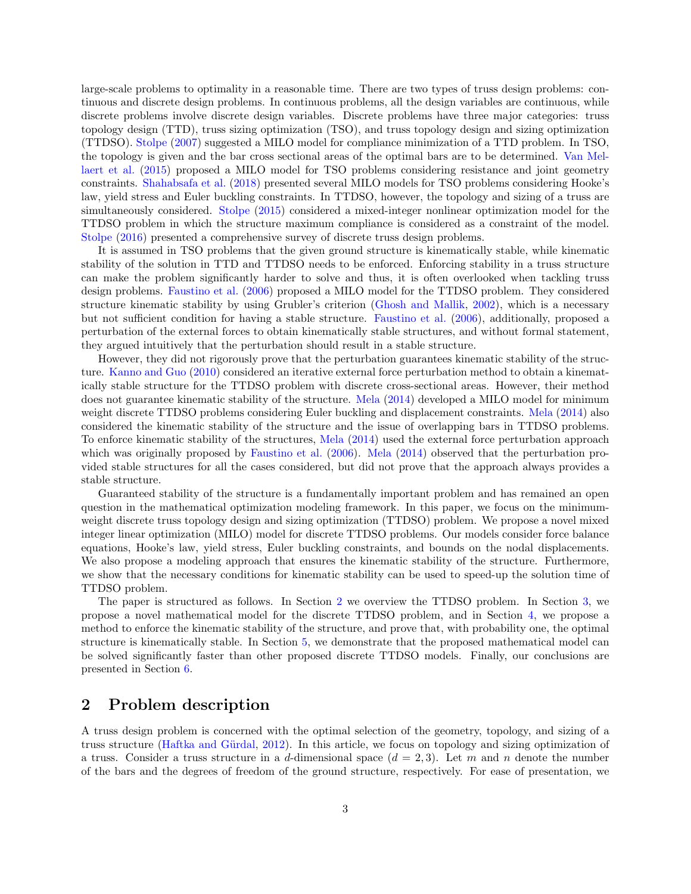large-scale problems to optimality in a reasonable time. There are two types of truss design problems: continuous and discrete design problems. In continuous problems, all the design variables are continuous, while discrete problems involve discrete design variables. Discrete problems have three major categories: truss topology design (TTD), truss sizing optimization (TSO), and truss topology design and sizing optimization (TTDSO). Stolpe (2007) suggested a MILO model for compliance minimization of a TTD problem. In TSO, the topology is given and the bar cross sectional areas of the optimal bars are to be determined. Van Mellaert et al. (2015) proposed a MILO model for TSO problems considering resistance and joint geometry constraints. Shahabsafa et al. (2018) presented several MILO models for TSO problems considering Hooke's law, yield stress and Euler buckling constraints. In TTDSO, however, the topology and sizing of a truss are simultaneously considered. Stolpe (2015) considered a mixed-integer nonlinear optimization model for the TTDSO problem in which the structure maximum compliance is considered as a constraint of the model. Stolpe (2016) presented a comprehensive survey of discrete truss design problems.

It is assumed in TSO problems that the given ground structure is kinematically stable, while kinematic stability of the solution in TTD and TTDSO needs to be enforced. Enforcing stability in a truss structure can make the problem significantly harder to solve and thus, it is often overlooked when tackling truss design problems. Faustino et al. (2006) proposed a MILO model for the TTDSO problem. They considered structure kinematic stability by using Grubler's criterion (Ghosh and Mallik, 2002), which is a necessary but not sufficient condition for having a stable structure. Faustino et al. (2006), additionally, proposed a perturbation of the external forces to obtain kinematically stable structures, and without formal statement, they argued intuitively that the perturbation should result in a stable structure.

However, they did not rigorously prove that the perturbation guarantees kinematic stability of the structure. Kanno and Guo (2010) considered an iterative external force perturbation method to obtain a kinematically stable structure for the TTDSO problem with discrete cross-sectional areas. However, their method does not guarantee kinematic stability of the structure. Mela (2014) developed a MILO model for minimum weight discrete TTDSO problems considering Euler buckling and displacement constraints. Mela (2014) also considered the kinematic stability of the structure and the issue of overlapping bars in TTDSO problems. To enforce kinematic stability of the structures, Mela (2014) used the external force perturbation approach which was originally proposed by Faustino et al. (2006). Mela (2014) observed that the perturbation provided stable structures for all the cases considered, but did not prove that the approach always provides a stable structure.

Guaranteed stability of the structure is a fundamentally important problem and has remained an open question in the mathematical optimization modeling framework. In this paper, we focus on the minimum-weight discrete truss topology design and sizing optimization (TTDSO) problem. We propose a novel mixed integer linear optimization (MILO) model for discrete TTDSO problems. Our models consider force balance equations, Hooke's law, yield stress, Euler buckling constraints, and bounds on the nodal displacements. We also propose a modeling approach that ensures the kinematic stability of the structure. Furthermore, we show that the necessary conditions for kinematic stability can be used to speed-up the solution time of TTDSO problem.

The paper is structured as follows. In Section 2 we overview the TTDSO problem. In Section 3, we propose a novel mathematical model for the discrete TTDSO problem, and in Section 4, we propose a method to enforce the kinematic stability of the structure, and prove that, with probability one, the optimal structure is kinematically stable. In Section 5, we demonstrate that the proposed mathematical model can be solved significantly faster than other proposed discrete TTDSO models. Finally, our conclusions are presented in Section 6.

## 2 Problem description

A truss design problem is concerned with the optimal selection of the geometry, topology, and sizing of a truss structure (Haftka and Gürdal, 2012). In this article, we focus on topology and sizing optimization of a truss. Consider a truss structure in a $d$-dimensional space ($d = 2, 3$). Let $m$ and $n$ denote the number of the bars and the degrees of freedom of the ground structure, respectively. For ease of presentation, we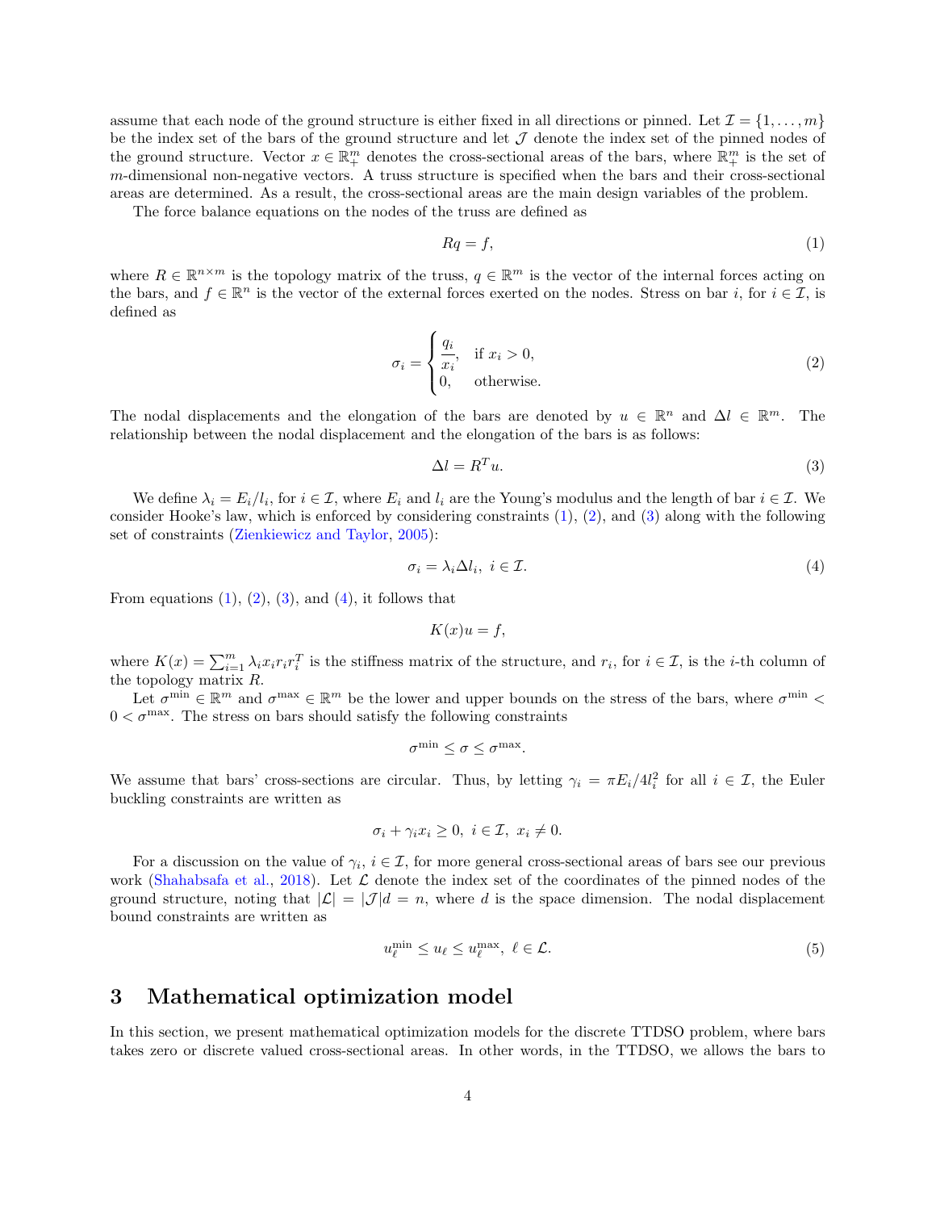assume that each node of the ground structure is either fixed in all directions or pinned. Let $\mathcal{I} = \{1, \ldots, m\}$ be the index set of the bars of the ground structure and let $\mathcal{J}$ denote the index set of the pinned nodes of the ground structure. Vector $x \in \mathbb{R}^m_+$ denotes the cross-sectional areas of the bars, where $\mathbb{R}^m_+$ is the set of $m$-dimensional non-negative vectors. A truss structure is specified when the bars and their cross-sectional areas are determined. As a result, the cross-sectional areas are the main design variables of the problem.

The force balance equations on the nodes of the truss are defined as

$$Rq = f, \tag{1}$$

where $R \in \mathbb{R}^{n \times m}$ is the topology matrix of the truss, $q \in \mathbb{R}^m$ is the vector of the internal forces acting on the bars, and $f \in \mathbb{R}^n$ is the vector of the external forces exerted on the nodes. Stress on bar $i$, for $i \in \mathcal{I}$, is defined as

$$\sigma_i = \begin{cases} \dfrac{q_i}{x_i}, & \text{if } x_i > 0, \\ 0, & \text{otherwise.} \end{cases} \tag{2}$$

The nodal displacements and the elongation of the bars are denoted by $u \in \mathbb{R}^n$ and $\Delta l \in \mathbb{R}^m$. The relationship between the nodal displacement and the elongation of the bars is as follows:

$$\Delta l = R^T u. \tag{3}$$

We define $\lambda_i = E_i / l_i$, for $i \in \mathcal{I}$, where $E_i$ and $l_i$ are the Young's modulus and the length of bar $i \in \mathcal{I}$. We consider Hooke's law, which is enforced by considering constraints (1), (2), and (3) along with the following set of constraints (Zienkiewicz and Taylor, 2005):

$$\sigma_i = \lambda_i \Delta l_i, \; i \in \mathcal{I}. \tag{4}$$

From equations (1), (2), (3), and (4), it follows that

$$K(x)u = f,$$

where $K(x) = \sum_{i=1}^m \lambda_i x_i r_i r_i^T$ is the stiffness matrix of the structure, and $r_i$, for $i \in \mathcal{I}$, is the $i$-th column of the topology matrix $R$.

Let $\sigma^{\min} \in \mathbb{R}^m$ and $\sigma^{\max} \in \mathbb{R}^m$ be the lower and upper bounds on the stress of the bars, where $\sigma^{\min} < 0 < \sigma^{\max}$. The stress on bars should satisfy the following constraints

$$\sigma^{\min} \leq \sigma \leq \sigma^{\max}.$$

We assume that bars' cross-sections are circular. Thus, by letting $\gamma_i = \pi E_i / 4 l_i^2$ for all $i \in \mathcal{I}$, the Euler buckling constraints are written as

$$\sigma_i + \gamma_i x_i \geq 0, \; i \in \mathcal{I}, \; x_i \neq 0.$$

For a discussion on the value of $\gamma_i$, $i \in \mathcal{I}$, for more general cross-sectional areas of bars see our previous work (Shahabsafa et al., 2018). Let $\mathcal{L}$ denote the index set of the coordinates of the pinned nodes of the ground structure, noting that $|\mathcal{L}| = |\mathcal{J}|d = n$, where $d$ is the space dimension. The nodal displacement bound constraints are written as

$$u_\ell^{\min} \leq u_\ell \leq u_\ell^{\max}, \; \ell \in \mathcal{L}. \tag{5}$$

# 3 Mathematical optimization model

In this section, we present mathematical optimization models for the discrete TTDSO problem, where bars takes zero or discrete valued cross-sectional areas. In other words, in the TTDSO, we allows the bars to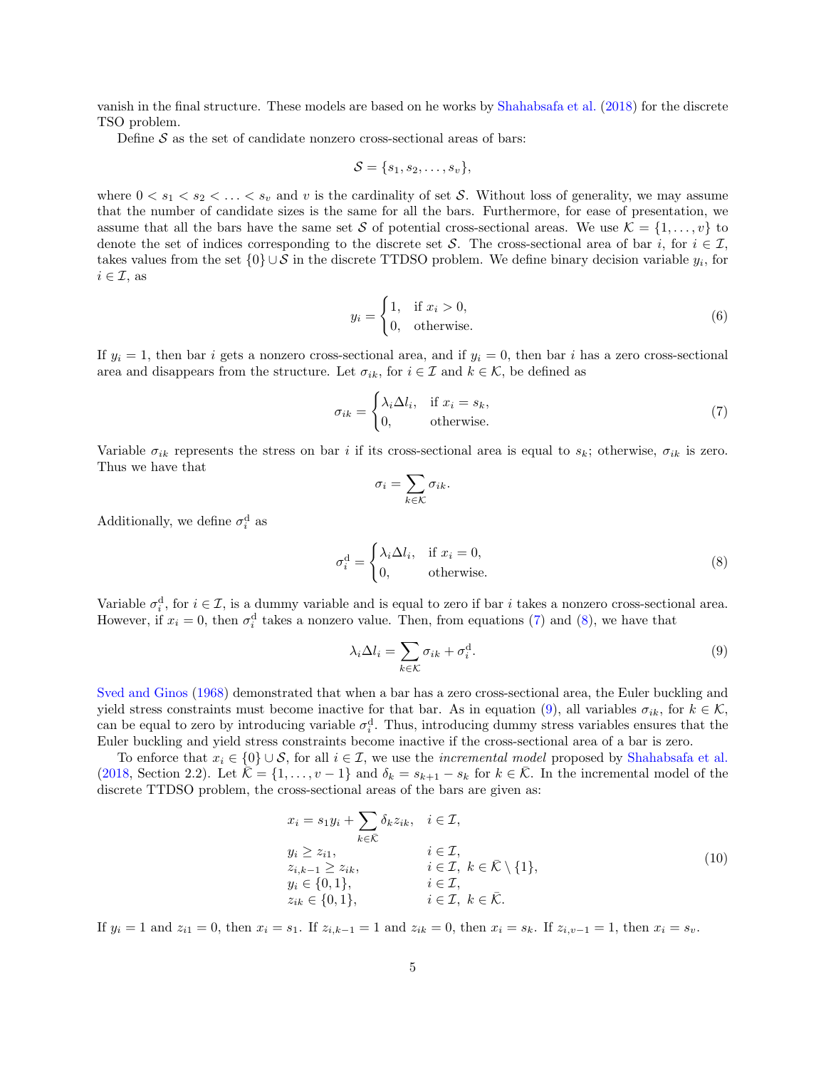vanish in the final structure. These models are based on he works by Shahabsafa et al. (2018) for the discrete TSO problem.

Define $\mathcal{S}$ as the set of candidate nonzero cross-sectional areas of bars:

$$\mathcal{S} = \{s_1, s_2, \ldots, s_v\},$$

where $0 < s_1 < s_2 < \ldots < s_v$ and $v$ is the cardinality of set $\mathcal{S}$. Without loss of generality, we may assume that the number of candidate sizes is the same for all the bars. Furthermore, for ease of presentation, we assume that all the bars have the same set $\mathcal{S}$ of potential cross-sectional areas. We use $\mathcal{K} = \{1, \ldots, v\}$ to denote the set of indices corresponding to the discrete set $\mathcal{S}$. The cross-sectional area of bar $i$, for $i \in \mathcal{I}$, takes values from the set $\{0\} \cup \mathcal{S}$ in the discrete TTDSO problem. We define binary decision variable $y_i$, for $i \in \mathcal{I}$, as

$$y_i = \begin{cases} 1, & \text{if } x_i > 0, \\ 0, & \text{otherwise.} \end{cases} \tag{6}$$

If $y_i = 1$, then bar $i$ gets a nonzero cross-sectional area, and if $y_i = 0$, then bar $i$ has a zero cross-sectional area and disappears from the structure. Let $\sigma_{ik}$, for $i \in \mathcal{I}$ and $k \in \mathcal{K}$, be defined as

$$\sigma_{ik} = \begin{cases} \lambda_i \Delta l_i, & \text{if } x_i = s_k, \\ 0, & \text{otherwise.} \end{cases} \tag{7}$$

Variable $\sigma_{ik}$ represents the stress on bar $i$ if its cross-sectional area is equal to $s_k$; otherwise, $\sigma_{ik}$ is zero. Thus we have that

$$\sigma_i = \sum_{k \in \mathcal{K}} \sigma_{ik}.$$

Additionally, we define $\sigma_i^{\mathrm{d}}$ as

$$\sigma_i^{\mathrm{d}} = \begin{cases} \lambda_i \Delta l_i, & \text{if } x_i = 0, \\ 0, & \text{otherwise.} \end{cases} \tag{8}$$

Variable $\sigma_i^{\mathrm{d}}$, for $i \in \mathcal{I}$, is a dummy variable and is equal to zero if bar $i$ takes a nonzero cross-sectional area. However, if $x_i = 0$, then $\sigma_i^{\mathrm{d}}$ takes a nonzero value. Then, from equations (7) and (8), we have that

$$\lambda_i \Delta l_i = \sum_{k \in \mathcal{K}} \sigma_{ik} + \sigma_i^{\mathrm{d}}. \tag{9}$$

Sved and Ginos (1968) demonstrated that when a bar has a zero cross-sectional area, the Euler buckling and yield stress constraints must become inactive for that bar. As in equation (9), all variables $\sigma_{ik}$, for $k \in \mathcal{K}$, can be equal to zero by introducing variable $\sigma_i^{\mathrm{d}}$. Thus, introducing dummy stress variables ensures that the Euler buckling and yield stress constraints become inactive if the cross-sectional area of a bar is zero.

To enforce that $x_i \in \{0\} \cup \mathcal{S}$, for all $i \in \mathcal{I}$, we use the *incremental model* proposed by Shahabsafa et al. (2018, Section 2.2). Let $\bar{\mathcal{K}} = \{1, \ldots, v-1\}$ and $\delta_k = s_{k+1} - s_k$ for $k \in \bar{\mathcal{K}}$. In the incremental model of the discrete TTDSO problem, the cross-sectional areas of the bars are given as:

$$\begin{aligned}
& x_i = s_1 y_i + \sum_{k \in \bar{\mathcal{K}}} \delta_k z_{ik}, && i \in \mathcal{I}, \\
& y_i \geq z_{i1}, && i \in \mathcal{I}, \\
& z_{i,k-1} \geq z_{ik}, && i \in \mathcal{I},\ k \in \bar{\mathcal{K}} \setminus \{1\}, \\
& y_i \in \{0, 1\}, && i \in \mathcal{I}, \\
& z_{ik} \in \{0, 1\}, && i \in \mathcal{I},\ k \in \bar{\mathcal{K}}.
\end{aligned} \tag{10}$$

If $y_i = 1$ and $z_{i1} = 0$, then $x_i = s_1$. If $z_{i,k-1} = 1$ and $z_{ik} = 0$, then $x_i = s_k$. If $z_{i,v-1} = 1$, then $x_i = s_v$.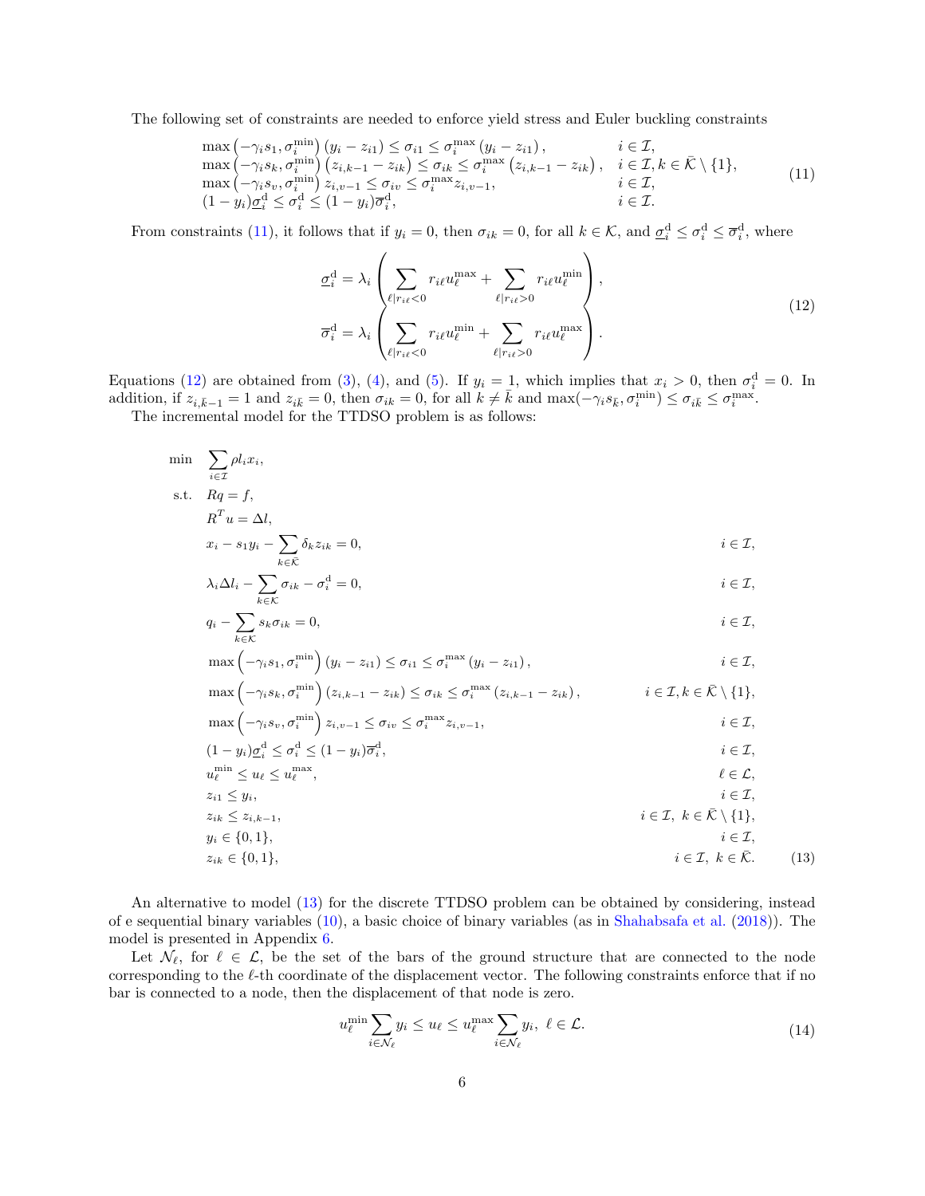The following set of constraints are needed to enforce yield stress and Euler buckling constraints

$$
\begin{array}{ll}
\max\left(-\gamma_i s_1, \sigma_i^{\min}\right)\left(y_i - z_{i1}\right) \le \sigma_{i1} \le \sigma_i^{\max}\left(y_i - z_{i1}\right), & i \in \mathcal{I}, \\
\max\left(-\gamma_i s_k, \sigma_i^{\min}\right)\left(z_{i,k-1} - z_{ik}\right) \le \sigma_{ik} \le \sigma_i^{\max}\left(z_{i,k-1} - z_{ik}\right), & i \in \mathcal{I}, k \in \bar{\mathcal{K}} \setminus \{1\}, \\
\max\left(-\gamma_i s_v, \sigma_i^{\min}\right) z_{i,v-1} \le \sigma_{iv} \le \sigma_i^{\max} z_{i,v-1}, & i \in \mathcal{I}, \\
(1-y_i)\underline{\sigma}_i^{\mathrm{d}} \le \sigma_i^{\mathrm{d}} \le (1-y_i)\overline{\sigma}_i^{\mathrm{d}}, & i \in \mathcal{I}.
\end{array} \tag{11}
$$

From constraints (11), it follows that if $y_i = 0$, then $\sigma_{ik} = 0$, for all $k \in \mathcal{K}$, and $\underline{\sigma}_i^{\mathrm{d}} \le \sigma_i^{\mathrm{d}} \le \overline{\sigma}_i^{\mathrm{d}}$, where

$$
\begin{aligned}
\underline{\sigma}_i^{\mathrm{d}} &= \lambda_i \left( \sum_{\ell | r_{i\ell} < 0} r_{i\ell} u_\ell^{\max} + \sum_{\ell | r_{i\ell} > 0} r_{i\ell} u_\ell^{\min} \right), \\
\overline{\sigma}_i^{\mathrm{d}} &= \lambda_i \left( \sum_{\ell | r_{i\ell} < 0} r_{i\ell} u_\ell^{\min} + \sum_{\ell | r_{i\ell} > 0} r_{i\ell} u_\ell^{\max} \right).
\end{aligned} \tag{12}
$$

Equations (12) are obtained from (3), (4), and (5). If $y_i = 1$, which implies that $x_i > 0$, then $\sigma_i^{\mathrm{d}} = 0$. In addition, if $z_{i,\bar{k}-1} = 1$ and $z_{i\bar{k}} = 0$, then $\sigma_{ik} = 0$, for all $k \ne \bar{k}$ and $\max(-\gamma_i s_{\bar{k}}, \sigma_i^{\min}) \le \sigma_{i\bar{k}} \le \sigma_i^{\max}$.

The incremental model for the TTDSO problem is as follows:

$$
\begin{array}{lll}
\min & \displaystyle\sum_{i \in \mathcal{I}} \rho l_i x_i, & \\
\text{s.t.} & Rq = f, & \\
& R^T u = \Delta l, & \\
& x_i - s_1 y_i - \displaystyle\sum_{k \in \bar{\mathcal{K}}} \delta_k z_{ik} = 0, & i \in \mathcal{I}, \\
& \lambda_i \Delta l_i - \displaystyle\sum_{k \in \mathcal{K}} \sigma_{ik} - \sigma_i^{\mathrm{d}} = 0, & i \in \mathcal{I}, \\
& q_i - \displaystyle\sum_{k \in \mathcal{K}} s_k \sigma_{ik} = 0, & i \in \mathcal{I}, \\
& \max\left(-\gamma_i s_1, \sigma_i^{\min}\right)\left(y_i - z_{i1}\right) \le \sigma_{i1} \le \sigma_i^{\max}\left(y_i - z_{i1}\right), & i \in \mathcal{I}, \\
& \max\left(-\gamma_i s_k, \sigma_i^{\min}\right)\left(z_{i,k-1} - z_{ik}\right) \le \sigma_{ik} \le \sigma_i^{\max}\left(z_{i,k-1} - z_{ik}\right), & i \in \mathcal{I}, k \in \bar{\mathcal{K}} \setminus \{1\}, \\
& \max\left(-\gamma_i s_v, \sigma_i^{\min}\right) z_{i,v-1} \le \sigma_{iv} \le \sigma_i^{\max} z_{i,v-1}, & i \in \mathcal{I}, \\
& (1-y_i)\underline{\sigma}_i^{\mathrm{d}} \le \sigma_i^{\mathrm{d}} \le (1-y_i)\overline{\sigma}_i^{\mathrm{d}}, & i \in \mathcal{I}, \\
& u_\ell^{\min} \le u_\ell \le u_\ell^{\max}, & \ell \in \mathcal{L}, \\
& z_{i1} \le y_i, & i \in \mathcal{I}, \\
& z_{ik} \le z_{i,k-1}, & i \in \mathcal{I},\ k \in \bar{\mathcal{K}} \setminus \{1\}, \\
& y_i \in \{0,1\}, & i \in \mathcal{I}, \\
& z_{ik} \in \{0,1\}, & i \in \mathcal{I},\ k \in \bar{\mathcal{K}}.
\end{array} \tag{13}
$$

An alternative to model (13) for the discrete TTDSO problem can be obtained by considering, instead of e sequential binary variables (10), a basic choice of binary variables (as in Shahabsafa et al. (2018)). The model is presented in Appendix 6.

Let $\mathcal{N}_\ell$, for $\ell \in \mathcal{L}$, be the set of the bars of the ground structure that are connected to the node corresponding to the $\ell$-th coordinate of the displacement vector. The following constraints enforce that if no bar is connected to a node, then the displacement of that node is zero.

$$
u_\ell^{\min} \sum_{i \in \mathcal{N}_\ell} y_i \le u_\ell \le u_\ell^{\max} \sum_{i \in \mathcal{N}_\ell} y_i,\ \ell \in \mathcal{L}. \tag{14}
$$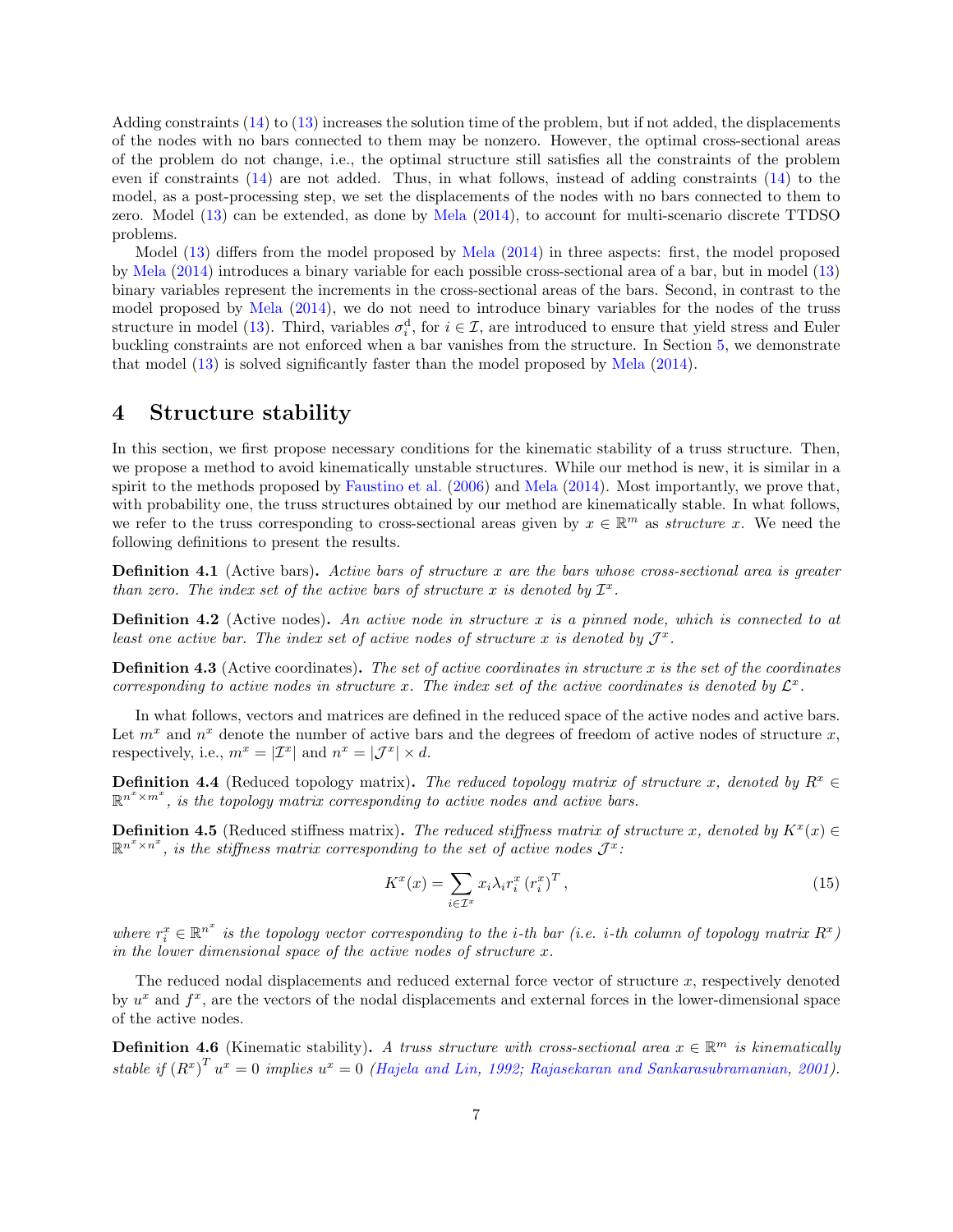Adding constraints (14) to (13) increases the solution time of the problem, but if not added, the displacements of the nodes with no bars connected to them may be nonzero. However, the optimal cross-sectional areas of the problem do not change, i.e., the optimal structure still satisfies all the constraints of the problem even if constraints (14) are not added. Thus, in what follows, instead of adding constraints (14) to the model, as a post-processing step, we set the displacements of the nodes with no bars connected to them to zero. Model (13) can be extended, as done by Mela (2014), to account for multi-scenario discrete TTDSO problems.

Model (13) differs from the model proposed by Mela (2014) in three aspects: first, the model proposed by Mela (2014) introduces a binary variable for each possible cross-sectional area of a bar, but in model (13) binary variables represent the increments in the cross-sectional areas of the bars. Second, in contrast to the model proposed by Mela (2014), we do not need to introduce binary variables for the nodes of the truss structure in model (13). Third, variables $\sigma_i^{\mathrm{d}}$, for $i \in \mathcal{I}$, are introduced to ensure that yield stress and Euler buckling constraints are not enforced when a bar vanishes from the structure. In Section 5, we demonstrate that model (13) is solved significantly faster than the model proposed by Mela (2014).

# 4 Structure stability

In this section, we first propose necessary conditions for the kinematic stability of a truss structure. Then, we propose a method to avoid kinematically unstable structures. While our method is new, it is similar in a spirit to the methods proposed by Faustino et al. (2006) and Mela (2014). Most importantly, we prove that, with probability one, the truss structures obtained by our method are kinematically stable. In what follows, we refer to the truss corresponding to cross-sectional areas given by $x \in \mathbb{R}^m$ as *structure* $x$. We need the following definitions to present the results.

**Definition 4.1** (Active bars)**.** *Active bars of structure $x$ are the bars whose cross-sectional area is greater than zero. The index set of the active bars of structure $x$ is denoted by $\mathcal{I}^x$.*

**Definition 4.2** (Active nodes)**.** *An active node in structure $x$ is a pinned node, which is connected to at least one active bar. The index set of active nodes of structure $x$ is denoted by $\mathcal{J}^x$.*

**Definition 4.3** (Active coordinates)**.** *The set of active coordinates in structure $x$ is the set of the coordinates corresponding to active nodes in structure $x$. The index set of the active coordinates is denoted by $\mathcal{L}^x$.*

In what follows, vectors and matrices are defined in the reduced space of the active nodes and active bars. Let $m^x$ and $n^x$ denote the number of active bars and the degrees of freedom of active nodes of structure $x$, respectively, i.e., $m^x = |\mathcal{I}^x|$ and $n^x = |\mathcal{J}^x| \times d$.

**Definition 4.4** (Reduced topology matrix)**.** *The reduced topology matrix of structure $x$, denoted by $R^x \in \mathbb{R}^{n^x \times m^x}$, is the topology matrix corresponding to active nodes and active bars.*

**Definition 4.5** (Reduced stiffness matrix)**.** *The reduced stiffness matrix of structure $x$, denoted by $K^x(x) \in \mathbb{R}^{n^x \times n^x}$, is the stiffness matrix corresponding to the set of active nodes $\mathcal{J}^x$:*

$$K^x(x) = \sum_{i \in \mathcal{I}^x} x_i \lambda_i r_i^x \left(r_i^x\right)^T, \tag{15}$$

*where $r_i^x \in \mathbb{R}^{n^x}$ is the topology vector corresponding to the $i$-th bar (i.e. $i$-th column of topology matrix $R^x$) in the lower dimensional space of the active nodes of structure $x$.*

The reduced nodal displacements and reduced external force vector of structure $x$, respectively denoted by $u^x$ and $f^x$, are the vectors of the nodal displacements and external forces in the lower-dimensional space of the active nodes.

**Definition 4.6** (Kinematic stability)**.** *A truss structure with cross-sectional area $x \in \mathbb{R}^m$ is kinematically stable if $\left(R^x\right)^T u^x = 0$ implies $u^x = 0$ (Hajela and Lin, 1992; Rajasekaran and Sankarasubramanian, 2001).*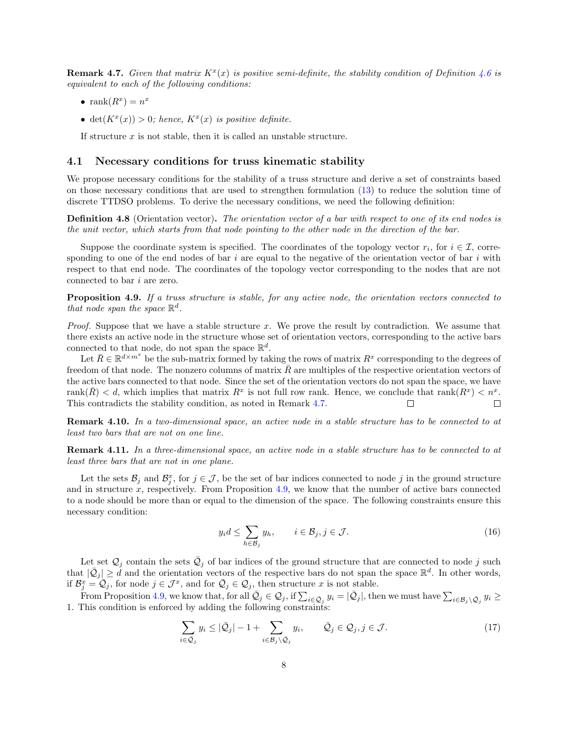**Remark 4.7.** *Given that matrix $K^x(x)$ is positive semi-definite, the stability condition of Definition 4.6 is equivalent to each of the following conditions:*

- $\text{rank}(R^x) = n^x$
- $\det(K^x(x)) > 0$*; hence,* $K^x(x)$ *is positive definite.*

If structure $x$ is not stable, then it is called an unstable structure.

## 4.1 Necessary conditions for truss kinematic stability

We propose necessary conditions for the stability of a truss structure and derive a set of constraints based on those necessary conditions that are used to strengthen formulation (13) to reduce the solution time of discrete TTDSO problems. To derive the necessary conditions, we need the following definition:

**Definition 4.8** (Orientation vector)**.** *The orientation vector of a bar with respect to one of its end nodes is the unit vector, which starts from that node pointing to the other node in the direction of the bar.*

Suppose the coordinate system is specified. The coordinates of the topology vector $r_i$, for $i \in \mathcal{I}$, corresponding to one of the end nodes of bar $i$ are equal to the negative of the orientation vector of bar $i$ with respect to that end node. The coordinates of the topology vector corresponding to the nodes that are not connected to bar $i$ are zero.

**Proposition 4.9.** *If a truss structure is stable, for any active node, the orientation vectors connected to that node span the space* $\mathbb{R}^d$*.*

*Proof.* Suppose that we have a stable structure $x$. We prove the result by contradiction. We assume that there exists an active node in the structure whose set of orientation vectors, corresponding to the active bars connected to that node, do not span the space $\mathbb{R}^d$.

Let $\bar{R} \in \mathbb{R}^{d \times m^x}$ be the sub-matrix formed by taking the rows of matrix $R^x$ corresponding to the degrees of freedom of that node. The nonzero columns of matrix $\bar{R}$ are multiples of the respective orientation vectors of the active bars connected to that node. Since the set of the orientation vectors do not span the space, we have $\text{rank}(\bar{R}) < d$, which implies that matrix $R^x$ is not full row rank. Hence, we conclude that $\text{rank}(R^x) < n^x$. This contradicts the stability condition, as noted in Remark 4.7. □ □

**Remark 4.10.** *In a two-dimensional space, an active node in a stable structure has to be connected to at least two bars that are not on one line.*

**Remark 4.11.** *In a three-dimensional space, an active node in a stable structure has to be connected to at least three bars that are not in one plane.*

Let the sets $\mathcal{B}_j$ and $\mathcal{B}^x_j$, for $j \in \mathcal{J}$, be the set of bar indices connected to node $j$ in the ground structure and in structure $x$, respectively. From Proposition 4.9, we know that the number of active bars connected to a node should be more than or equal to the dimension of the space. The following constraints ensure this necessary condition:

$$y_i d \le \sum_{h \in \mathcal{B}_j} y_h, \qquad i \in \mathcal{B}_j, j \in \mathcal{J}. \tag{16}$$

Let set $\mathcal{Q}_j$ contain the sets $\bar{\mathcal{Q}}_j$ of bar indices of the ground structure that are connected to node $j$ such that $|\bar{\mathcal{Q}}_j| \ge d$ and the orientation vectors of the respective bars do not span the space $\mathbb{R}^d$. In other words, if $\mathcal{B}^x_j = \bar{\mathcal{Q}}_j$, for node $j \in \mathcal{J}^x$, and for $\bar{\mathcal{Q}}_j \in \mathcal{Q}_j$, then structure $x$ is not stable.

From Proposition 4.9, we know that, for all $\bar{\mathcal{Q}}_j \in \mathcal{Q}_j$, if $\sum_{i \in \bar{\mathcal{Q}}_j} y_i = |\bar{\mathcal{Q}}_j|$, then we must have $\sum_{i \in \mathcal{B}_j \setminus \bar{\mathcal{Q}}_j} y_i \ge 1$. This condition is enforced by adding the following constraints:

$$\sum_{i \in \bar{\mathcal{Q}}_j} y_i \le |\bar{\mathcal{Q}}_j| - 1 + \sum_{i \in \mathcal{B}_j \setminus \bar{\mathcal{Q}}_j} y_i, \qquad \bar{\mathcal{Q}}_j \in \mathcal{Q}_j, j \in \mathcal{J}. \tag{17}$$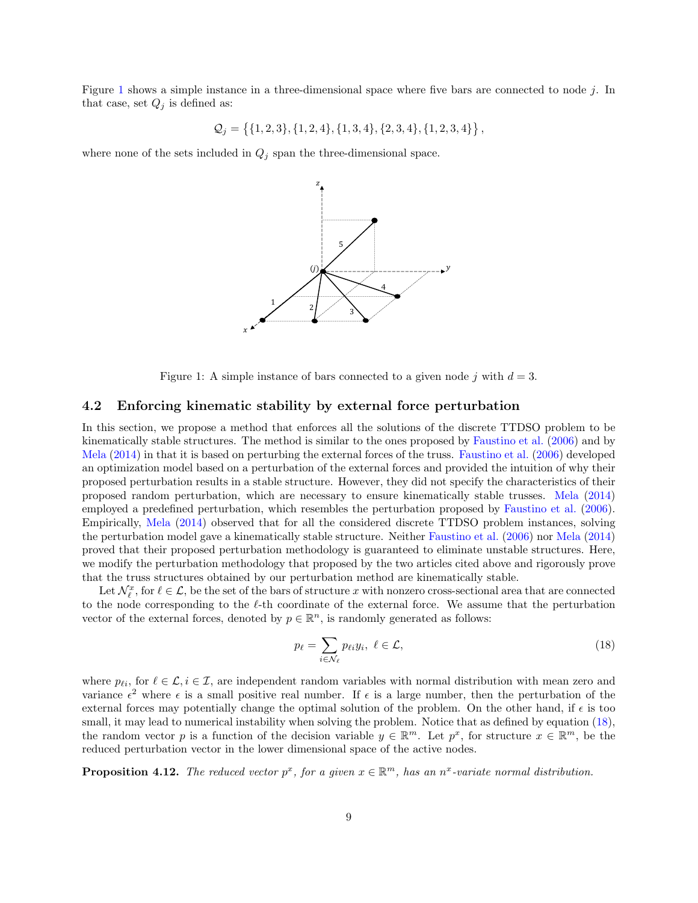Figure 1 shows a simple instance in a three-dimensional space where five bars are connected to node $j$. In that case, set $Q_j$ is defined as:

$$\mathcal{Q}_j = \big\{\{1,2,3\},\{1,2,4\},\{1,3,4\},\{2,3,4\},\{1,2,3,4\}\big\},$$

where none of the sets included in $Q_j$ span the three-dimensional space.

Figure 1: A simple instance of bars connected to a given node $j$ with $d = 3$.

### 4.2 Enforcing kinematic stability by external force perturbation

In this section, we propose a method that enforces all the solutions of the discrete TTDSO problem to be kinematically stable structures. The method is similar to the ones proposed by Faustino et al. (2006) and by Mela (2014) in that it is based on perturbing the external forces of the truss. Faustino et al. (2006) developed an optimization model based on a perturbation of the external forces and provided the intuition of why their proposed perturbation results in a stable structure. However, they did not specify the characteristics of their proposed random perturbation, which are necessary to ensure kinematically stable trusses. Mela (2014) employed a predefined perturbation, which resembles the perturbation proposed by Faustino et al. (2006). Empirically, Mela (2014) observed that for all the considered discrete TTDSO problem instances, solving the perturbation model gave a kinematically stable structure. Neither Faustino et al. (2006) nor Mela (2014) proved that their proposed perturbation methodology is guaranteed to eliminate unstable structures. Here, we modify the perturbation methodology that proposed by the two articles cited above and rigorously prove that the truss structures obtained by our perturbation method are kinematically stable.

Let $\mathcal{N}_\ell^x$, for $\ell \in \mathcal{L}$, be the set of the bars of structure $x$ with nonzero cross-sectional area that are connected to the node corresponding to the $\ell$-th coordinate of the external force. We assume that the perturbation vector of the external forces, denoted by $p \in \mathbb{R}^n$, is randomly generated as follows:

$$p_\ell = \sum_{i \in \mathcal{N}_\ell} p_{\ell i} y_i, \;\; \ell \in \mathcal{L}, \tag{18}$$

where $p_{\ell i}$, for $\ell \in \mathcal{L}, i \in \mathcal{I}$, are independent random variables with normal distribution with mean zero and variance $\epsilon^2$ where $\epsilon$ is a small positive real number. If $\epsilon$ is a large number, then the perturbation of the external forces may potentially change the optimal solution of the problem. On the other hand, if $\epsilon$ is too small, it may lead to numerical instability when solving the problem. Notice that as defined by equation (18), the random vector $p$ is a function of the decision variable $y \in \mathbb{R}^m$. Let $p^x$, for structure $x \in \mathbb{R}^m$, be the reduced perturbation vector in the lower dimensional space of the active nodes.

**Proposition 4.12.** *The reduced vector $p^x$, for a given $x \in \mathbb{R}^m$, has an $n^x$-variate normal distribution.*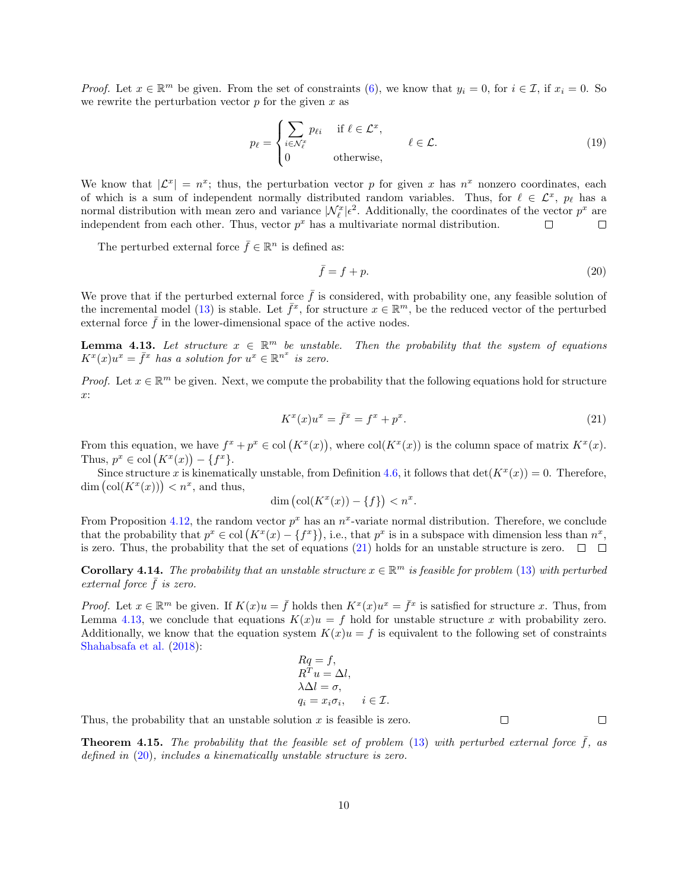*Proof.* Let $x \in \mathbb{R}^m$ be given. From the set of constraints (6), we know that $y_i = 0$, for $i \in \mathcal{I}$, if $x_i = 0$. So we rewrite the perturbation vector $p$ for the given $x$ as

$$p_\ell = \begin{cases} \sum\limits_{i \in \mathcal{N}_\ell^x} p_{\ell i} & \text{if } \ell \in \mathcal{L}^x, \\ 0 & \text{otherwise,} \end{cases} \qquad \ell \in \mathcal{L}. \tag{19}$$

We know that $|\mathcal{L}^x| = n^x$; thus, the perturbation vector $p$ for given $x$ has $n^x$ nonzero coordinates, each of which is a sum of independent normally distributed random variables. Thus, for $\ell \in \mathcal{L}^x$, $p_\ell$ has a normal distribution with mean zero and variance $|\mathcal{N}_\ell^x|\epsilon^2$. Additionally, the coordinates of the vector $p^x$ are independent from each other. Thus, vector $p^x$ has a multivariate normal distribution. □ □

The perturbed external force $\bar{f} \in \mathbb{R}^n$ is defined as:

$$\bar{f} = f + p. \tag{20}$$

We prove that if the perturbed external force $\bar{f}$ is considered, with probability one, any feasible solution of the incremental model (13) is stable. Let $\bar{f}^x$, for structure $x \in \mathbb{R}^m$, be the reduced vector of the perturbed external force $\bar{f}$ in the lower-dimensional space of the active nodes.

**Lemma 4.13.** *Let structure $x \in \mathbb{R}^m$ be unstable. Then the probability that the system of equations $K^x(x)u^x = \bar{f}^x$ has a solution for $u^x \in \mathbb{R}^{n^x}$ is zero.*

*Proof.* Let $x \in \mathbb{R}^m$ be given. Next, we compute the probability that the following equations hold for structure $x$:

$$K^x(x)u^x = \bar{f}^x = f^x + p^x. \tag{21}$$

From this equation, we have $f^x + p^x \in \text{col}\left(K^x(x)\right)$, where $\text{col}(K^x(x))$ is the column space of matrix $K^x(x)$. Thus, $p^x \in \text{col}\left(K^x(x)\right) - \{f^x\}$.

Since structure $x$ is kinematically unstable, from Definition 4.6, it follows that $\det(K^x(x)) = 0$. Therefore, $\dim\left(\text{col}(K^x(x))\right) < n^x$, and thus,

$$\dim\left(\text{col}(K^x(x)) - \{f\}\right) < n^x.$$

From Proposition 4.12, the random vector $p^x$ has an $n^x$-variate normal distribution. Therefore, we conclude that the probability that $p^x \in \text{col}\left(K^x(x) - \{f^x\}\right)$, i.e., that $p^x$ is in a subspace with dimension less than $n^x$, is zero. Thus, the probability that the set of equations (21) holds for an unstable structure is zero. □ □

**Corollary 4.14.** *The probability that an unstable structure $x \in \mathbb{R}^m$ is feasible for problem (13) with perturbed external force $\bar{f}$ is zero.*

*Proof.* Let $x \in \mathbb{R}^m$ be given. If $K(x)u = \bar{f}$ holds then $K^x(x)u^x = \bar{f}^x$ is satisfied for structure $x$. Thus, from Lemma 4.13, we conclude that equations $K(x)u = f$ hold for unstable structure $x$ with probability zero. Additionally, we know that the equation system $K(x)u = f$ is equivalent to the following set of constraints Shahabsafa et al. (2018):

$$\begin{aligned} &Rq = f, \\ &R^T u = \Delta l, \\ &\lambda \Delta l = \sigma, \\ &q_i = x_i \sigma_i, \quad i \in \mathcal{I}. \end{aligned}$$

Thus, the probability that an unstable solution $x$ is feasible is zero. □ □

**Theorem 4.15.** *The probability that the feasible set of problem (13) with perturbed external force $\bar{f}$, as defined in (20), includes a kinematically unstable structure is zero.*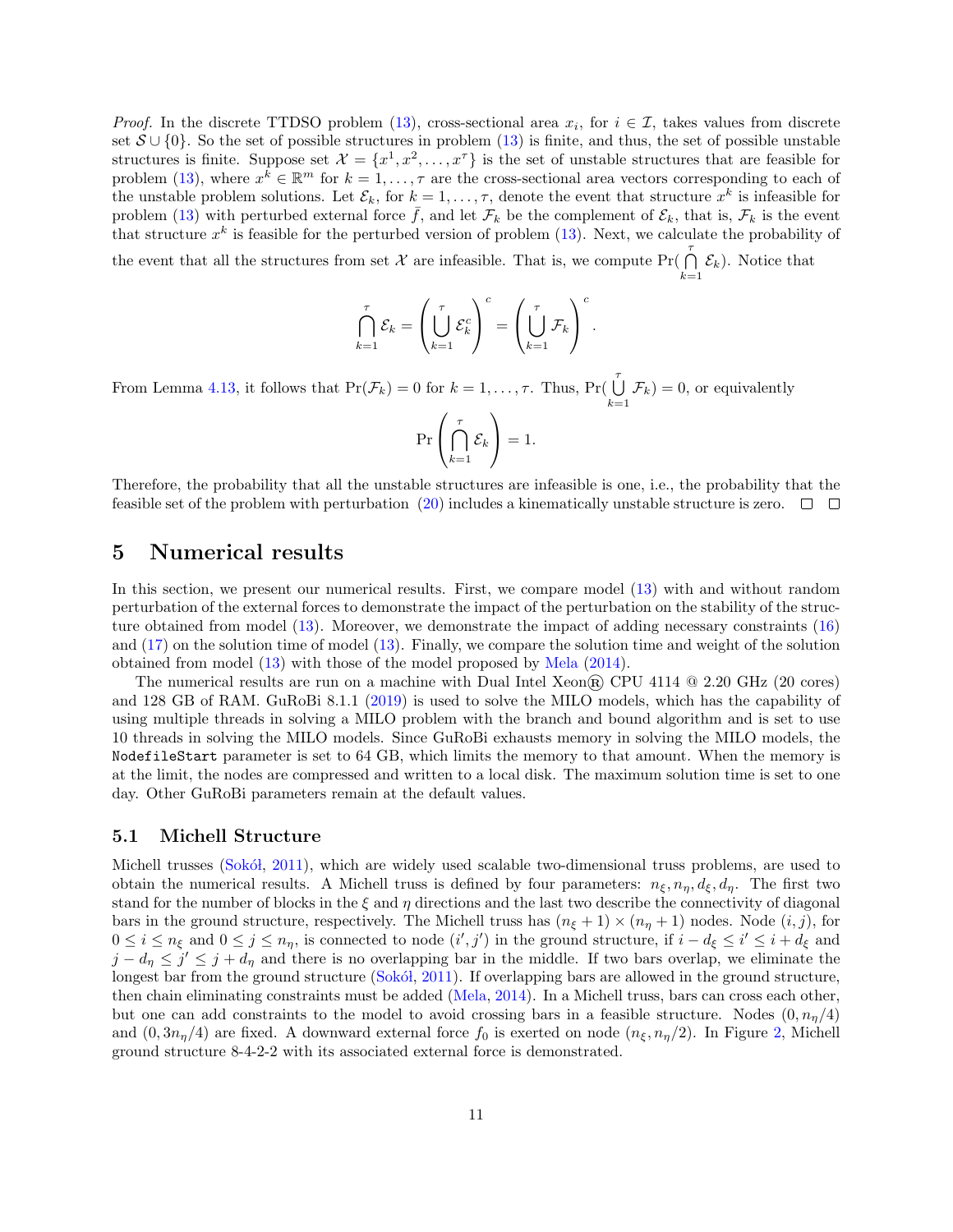*Proof.* In the discrete TTDSO problem (13), cross-sectional area $x_i$, for $i \in \mathcal{I}$, takes values from discrete set $\mathcal{S} \cup \{0\}$. So the set of possible structures in problem (13) is finite, and thus, the set of possible unstable structures is finite. Suppose set $\mathcal{X} = \{x^1, x^2, \ldots, x^\tau\}$ is the set of unstable structures that are feasible for problem (13), where $x^k \in \mathbb{R}^m$ for $k = 1, \ldots, \tau$ are the cross-sectional area vectors corresponding to each of the unstable problem solutions. Let $\mathcal{E}_k$, for $k = 1, \ldots, \tau$, denote the event that structure $x^k$ is infeasible for problem (13) with perturbed external force $\bar{f}$, and let $\mathcal{F}_k$ be the complement of $\mathcal{E}_k$, that is, $\mathcal{F}_k$ is the event that structure $x^k$ is feasible for the perturbed version of problem (13). Next, we calculate the probability of the event that all the structures from set $\mathcal{X}$ are infeasible. That is, we compute $\Pr(\bigcap_{k=1}^{\tau} \mathcal{E}_k)$. Notice that

$$\bigcap_{k=1}^{\tau} \mathcal{E}_k = \left( \bigcup_{k=1}^{\tau} \mathcal{E}_k^c \right)^c = \left( \bigcup_{k=1}^{\tau} \mathcal{F}_k \right)^c.$$

From Lemma 4.13, it follows that $\Pr(\mathcal{F}_k) = 0$ for $k = 1, \ldots, \tau$. Thus, $\Pr(\bigcup_{k=1}^{\tau} \mathcal{F}_k) = 0$, or equivalently

$$\Pr\left( \bigcap_{k=1}^{\tau} \mathcal{E}_k \right) = 1.$$

Therefore, the probability that all the unstable structures are infeasible is one, i.e., the probability that the feasible set of the problem with perturbation (20) includes a kinematically unstable structure is zero. □ □

## 5 Numerical results

In this section, we present our numerical results. First, we compare model (13) with and without random perturbation of the external forces to demonstrate the impact of the perturbation on the stability of the structure obtained from model (13). Moreover, we demonstrate the impact of adding necessary constraints (16) and (17) on the solution time of model (13). Finally, we compare the solution time and weight of the solution obtained from model (13) with those of the model proposed by Mela (2014).

The numerical results are run on a machine with Dual Intel Xeon® CPU 4114 @ 2.20 GHz (20 cores) and 128 GB of RAM. GuRoBi 8.1.1 (2019) is used to solve the MILO models, which has the capability of using multiple threads in solving a MILO problem with the branch and bound algorithm and is set to use 10 threads in solving the MILO models. Since GuRoBi exhausts memory in solving the MILO models, the `NodefileStart` parameter is set to 64 GB, which limits the memory to that amount. When the memory is at the limit, the nodes are compressed and written to a local disk. The maximum solution time is set to one day. Other GuRoBi parameters remain at the default values.

### 5.1 Michell Structure

Michell trusses (Sokół, 2011), which are widely used scalable two-dimensional truss problems, are used to obtain the numerical results. A Michell truss is defined by four parameters: $n_\xi, n_\eta, d_\xi, d_\eta$. The first two stand for the number of blocks in the $\xi$ and $\eta$ directions and the last two describe the connectivity of diagonal bars in the ground structure, respectively. The Michell truss has $(n_\xi + 1) \times (n_\eta + 1)$ nodes. Node $(i, j)$, for $0 \le i \le n_\xi$ and $0 \le j \le n_\eta$, is connected to node $(i', j')$ in the ground structure, if $i - d_\xi \le i' \le i + d_\xi$ and $j - d_\eta \le j' \le j + d_\eta$ and there is no overlapping bar in the middle. If two bars overlap, we eliminate the longest bar from the ground structure (Sokół, 2011). If overlapping bars are allowed in the ground structure, then chain eliminating constraints must be added (Mela, 2014). In a Michell truss, bars can cross each other, but one can add constraints to the model to avoid crossing bars in a feasible structure. Nodes $(0, n_\eta/4)$ and $(0, 3n_\eta/4)$ are fixed. A downward external force $f_0$ is exerted on node $(n_\xi, n_\eta/2)$. In Figure 2, Michell ground structure 8-4-2-2 with its associated external force is demonstrated.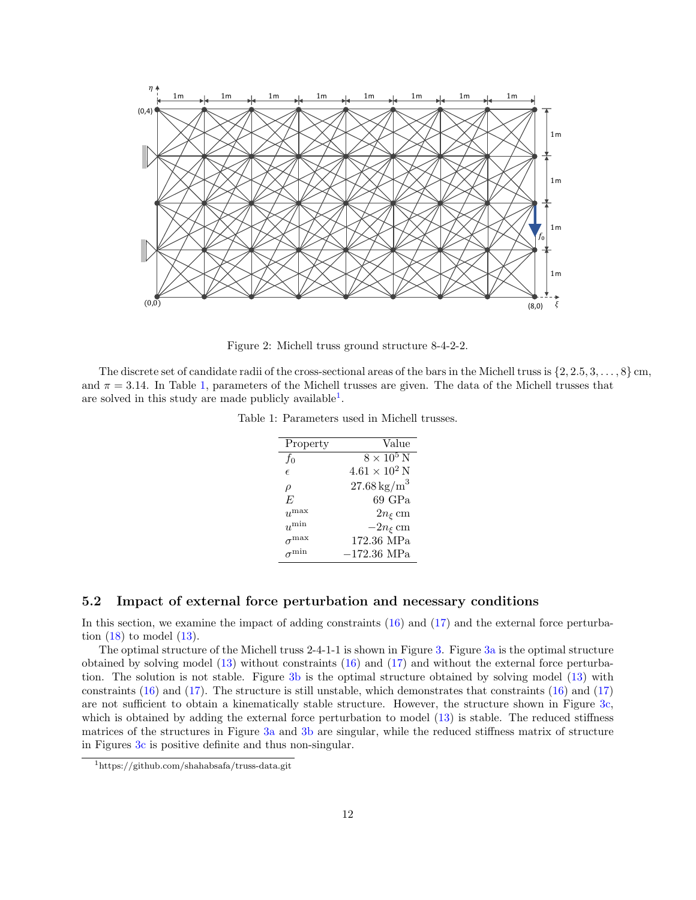Figure 2: Michell truss ground structure 8-4-2-2.

The discrete set of candidate radii of the cross-sectional areas of the bars in the Michell truss is $\{2, 2.5, 3, \ldots, 8\}$ cm, and $\pi = 3.14$. In Table 1, parameters of the Michell trusses are given. The data of the Michell trusses that are solved in this study are made publicly available[1].

Table 1: Parameters used in Michell trusses.

| Property | Value |
|---|---|
| $f_0$ | $8 \times 10^5$ N |
| $\epsilon$ | $4.61 \times 10^2$ N |
| $\rho$ | $27.68\,\mathrm{kg/m^3}$ |
| $E$ | 69 GPa |
| $u^{\max}$ | $2n_\xi$ cm |
| $u^{\min}$ | $-2n_\xi$ cm |
| $\sigma^{\max}$ | 172.36 MPa |
| $\sigma^{\min}$ | $-172.36$ MPa |

## 5.2 Impact of external force perturbation and necessary conditions

In this section, we examine the impact of adding constraints (16) and (17) and the external force perturbation (18) to model (13).

The optimal structure of the Michell truss 2-4-1-1 is shown in Figure 3. Figure 3a is the optimal structure obtained by solving model (13) without constraints (16) and (17) and without the external force perturbation. The solution is not stable. Figure 3b is the optimal structure obtained by solving model (13) with constraints (16) and (17). The structure is still unstable, which demonstrates that constraints (16) and (17) are not sufficient to obtain a kinematically stable structure. However, the structure shown in Figure 3c, which is obtained by adding the external force perturbation to model (13) is stable. The reduced stiffness matrices of the structures in Figure 3a and 3b are singular, while the reduced stiffness matrix of structure in Figures 3c is positive definite and thus non-singular.

[1] https://github.com/shahabsafa/truss-data.git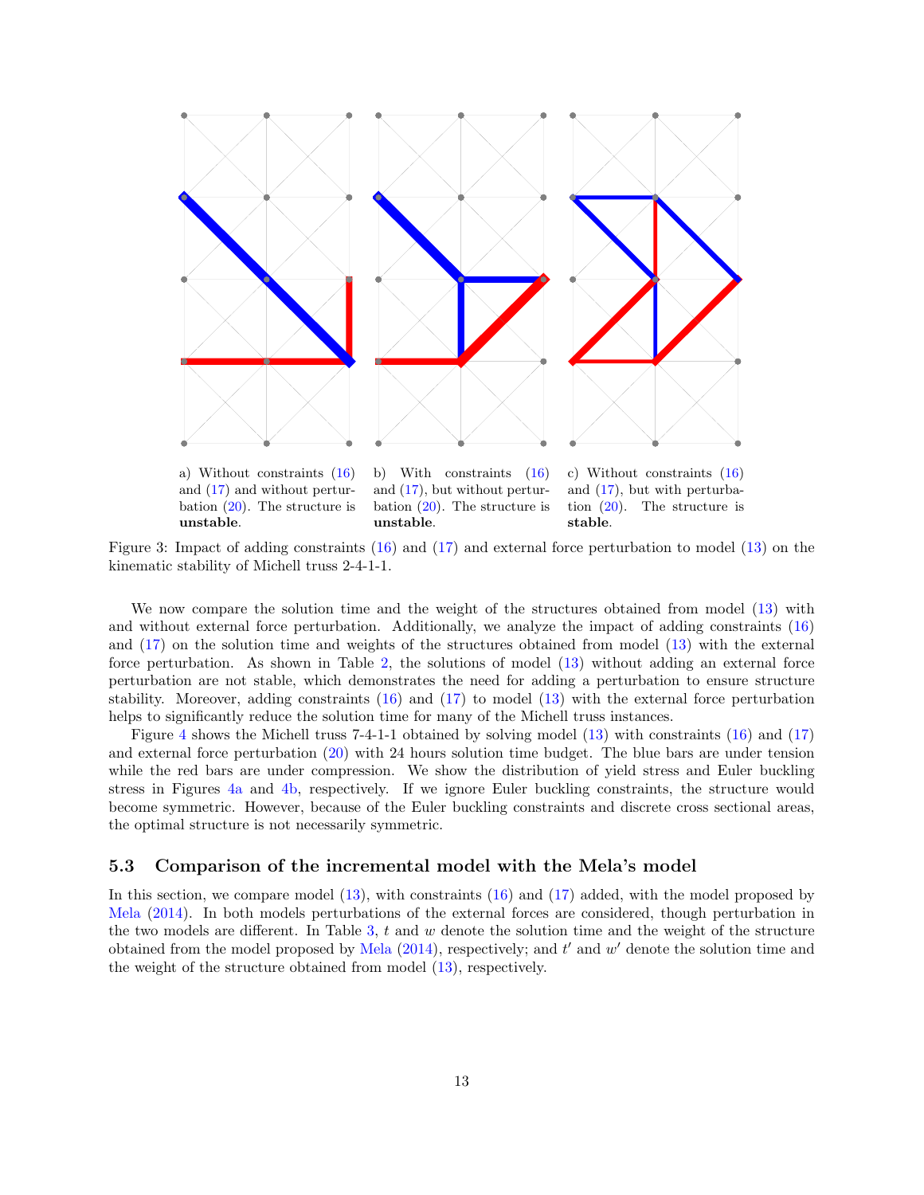a) Without constraints (16) and (17) and without perturbation (20). The structure is **unstable**.

b) With constraints (16) and (17), but without perturbation (20). The structure is **unstable**.

c) Without constraints (16) and (17), but with perturbation (20). The structure is **stable**.

Figure 3: Impact of adding constraints (16) and (17) and external force perturbation to model (13) on the kinematic stability of Michell truss 2-4-1-1.

We now compare the solution time and the weight of the structures obtained from model (13) with and without external force perturbation. Additionally, we analyze the impact of adding constraints (16) and (17) on the solution time and weights of the structures obtained from model (13) with the external force perturbation. As shown in Table 2, the solutions of model (13) without adding an external force perturbation are not stable, which demonstrates the need for adding a perturbation to ensure structure stability. Moreover, adding constraints (16) and (17) to model (13) with the external force perturbation helps to significantly reduce the solution time for many of the Michell truss instances.

Figure 4 shows the Michell truss 7-4-1-1 obtained by solving model (13) with constraints (16) and (17) and external force perturbation (20) with 24 hours solution time budget. The blue bars are under tension while the red bars are under compression. We show the distribution of yield stress and Euler buckling stress in Figures 4a and 4b, respectively. If we ignore Euler buckling constraints, the structure would become symmetric. However, because of the Euler buckling constraints and discrete cross sectional areas, the optimal structure is not necessarily symmetric.

### 5.3 Comparison of the incremental model with the Mela's model

In this section, we compare model (13), with constraints (16) and (17) added, with the model proposed by Mela (2014). In both models perturbations of the external forces are considered, though perturbation in the two models are different. In Table 3, $t$ and $w$ denote the solution time and the weight of the structure obtained from the model proposed by Mela (2014), respectively; and $t'$ and $w'$ denote the solution time and the weight of the structure obtained from model (13), respectively.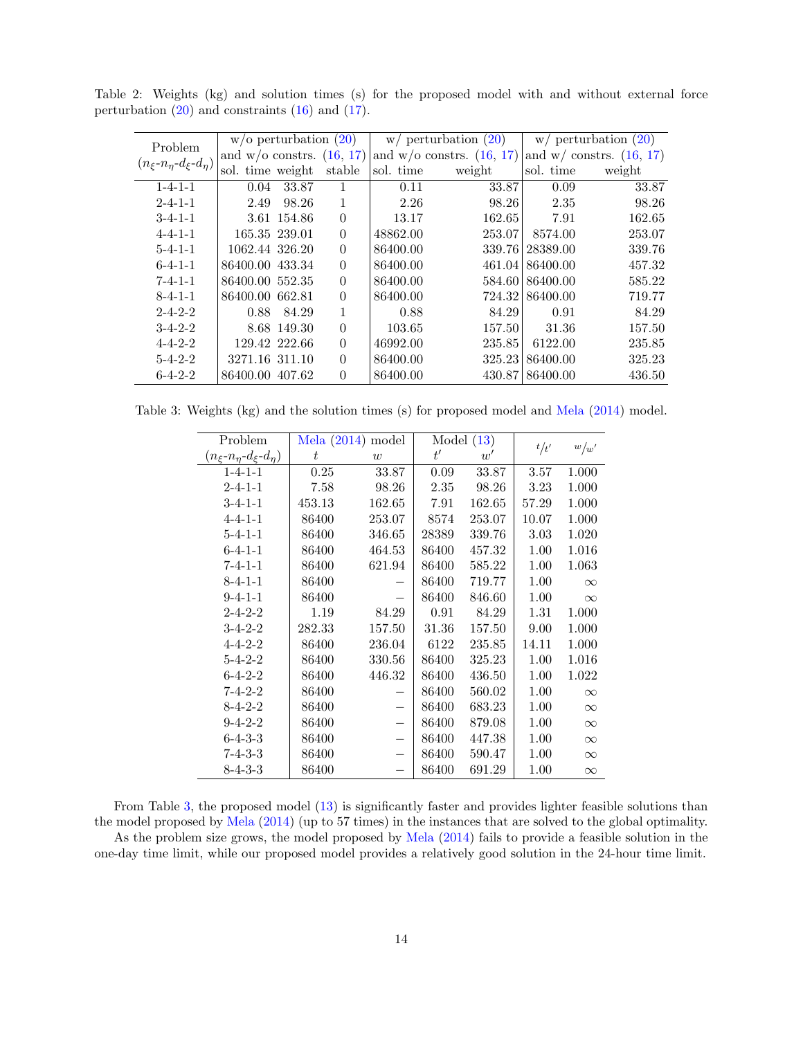Table 2: Weights (kg) and solution times (s) for the proposed model with and without external force perturbation (20) and constraints (16) and (17).

| Problem | w/o perturbation (20) and w/o constrs. (16, 17) | | | w/ perturbation (20) and w/o constrs. (16, 17) | | w/ perturbation (20) and w/ constrs. (16, 17) | |
|---|---|---|---|---|---|---|---|
| ($n_\xi$-$n_\eta$-$d_\xi$-$d_\eta$) | sol. time | weight | stable | sol. time | weight | sol. time | weight |
| 1-4-1-1 | 0.04 | 33.87 | 1 | 0.11 | 33.87 | 0.09 | 33.87 |
| 2-4-1-1 | 2.49 | 98.26 | 1 | 2.26 | 98.26 | 2.35 | 98.26 |
| 3-4-1-1 | 3.61 | 154.86 | 0 | 13.17 | 162.65 | 7.91 | 162.65 |
| 4-4-1-1 | 165.35 | 239.01 | 0 | 48862.00 | 253.07 | 8574.00 | 253.07 |
| 5-4-1-1 | 1062.44 | 326.20 | 0 | 86400.00 | 339.76 | 28389.00 | 339.76 |
| 6-4-1-1 | 86400.00 | 433.34 | 0 | 86400.00 | 461.04 | 86400.00 | 457.32 |
| 7-4-1-1 | 86400.00 | 552.35 | 0 | 86400.00 | 584.60 | 86400.00 | 585.22 |
| 8-4-1-1 | 86400.00 | 662.81 | 0 | 86400.00 | 724.32 | 86400.00 | 719.77 |
| 2-4-2-2 | 0.88 | 84.29 | 1 | 0.88 | 84.29 | 0.91 | 84.29 |
| 3-4-2-2 | 8.68 | 149.30 | 0 | 103.65 | 157.50 | 31.36 | 157.50 |
| 4-4-2-2 | 129.42 | 222.66 | 0 | 46992.00 | 235.85 | 6122.00 | 235.85 |
| 5-4-2-2 | 3271.16 | 311.10 | 0 | 86400.00 | 325.23 | 86400.00 | 325.23 |
| 6-4-2-2 | 86400.00 | 407.62 | 0 | 86400.00 | 430.87 | 86400.00 | 436.50 |

Table 3: Weights (kg) and the solution times (s) for proposed model and Mela (2014) model.

| Problem | Mela (2014) model | | Model (13) | | $t/t'$ | $w/w'$ |
|---|---|---|---|---|---|---|
| ($n_\xi$-$n_\eta$-$d_\xi$-$d_\eta$) | $t$ | $w$ | $t'$ | $w'$ | | |
| 1-4-1-1 | 0.25 | 33.87 | 0.09 | 33.87 | 3.57 | 1.000 |
| 2-4-1-1 | 7.58 | 98.26 | 2.35 | 98.26 | 3.23 | 1.000 |
| 3-4-1-1 | 453.13 | 162.65 | 7.91 | 162.65 | 57.29 | 1.000 |
| 4-4-1-1 | 86400 | 253.07 | 8574 | 253.07 | 10.07 | 1.000 |
| 5-4-1-1 | 86400 | 346.65 | 28389 | 339.76 | 3.03 | 1.020 |
| 6-4-1-1 | 86400 | 464.53 | 86400 | 457.32 | 1.00 | 1.016 |
| 7-4-1-1 | 86400 | 621.94 | 86400 | 585.22 | 1.00 | 1.063 |
| 8-4-1-1 | 86400 | – | 86400 | 719.77 | 1.00 | $\infty$ |
| 9-4-1-1 | 86400 | – | 86400 | 846.60 | 1.00 | $\infty$ |
| 2-4-2-2 | 1.19 | 84.29 | 0.91 | 84.29 | 1.31 | 1.000 |
| 3-4-2-2 | 282.33 | 157.50 | 31.36 | 157.50 | 9.00 | 1.000 |
| 4-4-2-2 | 86400 | 236.04 | 6122 | 235.85 | 14.11 | 1.000 |
| 5-4-2-2 | 86400 | 330.56 | 86400 | 325.23 | 1.00 | 1.016 |
| 6-4-2-2 | 86400 | 446.32 | 86400 | 436.50 | 1.00 | 1.022 |
| 7-4-2-2 | 86400 | – | 86400 | 560.02 | 1.00 | $\infty$ |
| 8-4-2-2 | 86400 | – | 86400 | 683.23 | 1.00 | $\infty$ |
| 9-4-2-2 | 86400 | – | 86400 | 879.08 | 1.00 | $\infty$ |
| 6-4-3-3 | 86400 | – | 86400 | 447.38 | 1.00 | $\infty$ |
| 7-4-3-3 | 86400 | – | 86400 | 590.47 | 1.00 | $\infty$ |
| 8-4-3-3 | 86400 | – | 86400 | 691.29 | 1.00 | $\infty$ |

From Table 3, the proposed model (13) is significantly faster and provides lighter feasible solutions than the model proposed by Mela (2014) (up to 57 times) in the instances that are solved to the global optimality. As the problem size grows, the model proposed by Mela (2014) fails to provide a feasible solution in the one-day time limit, while our proposed model provides a relatively good solution in the 24-hour time limit.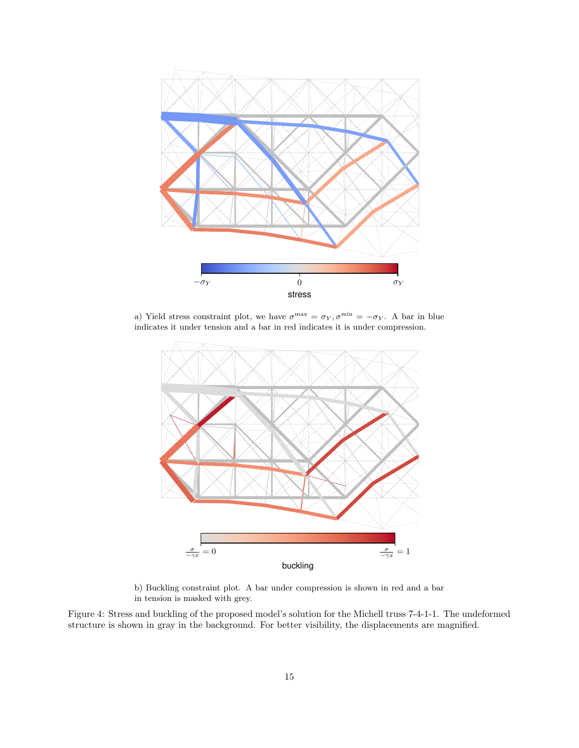a) Yield stress constraint plot, we have $\sigma^{\max} = \sigma_Y, \sigma^{\min} = -\sigma_Y$. A bar in blue indicates it under tension and a bar in red indicates it is under compression.

b) Buckling constraint plot. A bar under compression is shown in red and a bar in tension is masked with grey.

Figure 4: Stress and buckling of the proposed model's solution for the Michell truss 7-4-1-1. The undeformed structure is shown in gray in the background. For better visibility, the displacements are magnified.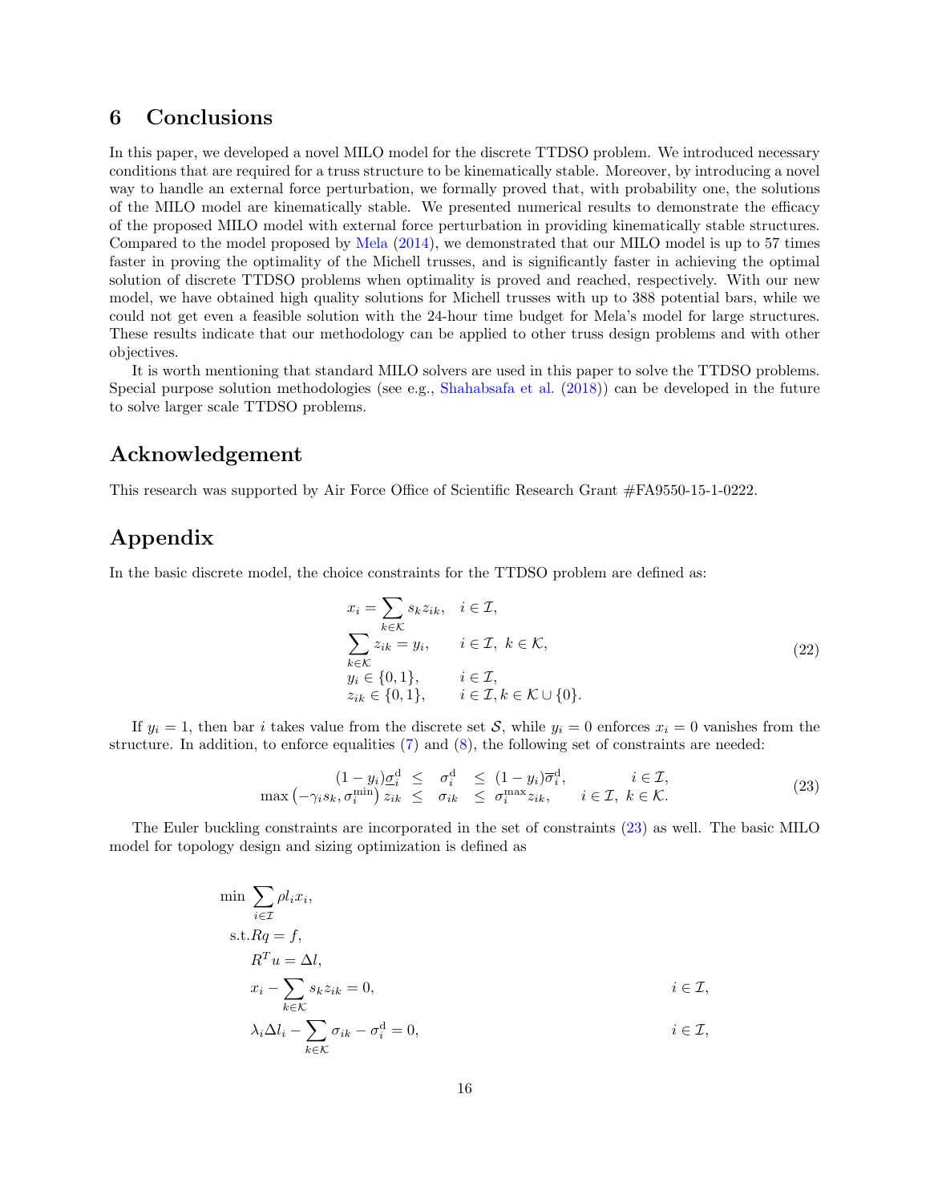## 6 Conclusions

In this paper, we developed a novel MILO model for the discrete TTDSO problem. We introduced necessary conditions that are required for a truss structure to be kinematically stable. Moreover, by introducing a novel way to handle an external force perturbation, we formally proved that, with probability one, the solutions of the MILO model are kinematically stable. We presented numerical results to demonstrate the efficacy of the proposed MILO model with external force perturbation in providing kinematically stable structures. Compared to the model proposed by Mela (2014), we demonstrated that our MILO model is up to 57 times faster in proving the optimality of the Michell trusses, and is significantly faster in achieving the optimal solution of discrete TTDSO problems when optimality is proved and reached, respectively. With our new model, we have obtained high quality solutions for Michell trusses with up to 388 potential bars, while we could not get even a feasible solution with the 24-hour time budget for Mela's model for large structures. These results indicate that our methodology can be applied to other truss design problems and with other objectives.

It is worth mentioning that standard MILO solvers are used in this paper to solve the TTDSO problems. Special purpose solution methodologies (see e.g., Shahabsafa et al. (2018)) can be developed in the future to solve larger scale TTDSO problems.

## Acknowledgement

This research was supported by Air Force Office of Scientific Research Grant #FA9550-15-1-0222.

## Appendix

In the basic discrete model, the choice constraints for the TTDSO problem are defined as:

$$
\begin{aligned}
&x_i = \sum_{k\in\mathcal{K}} s_k z_{ik}, && i \in \mathcal{I},\\
&\sum_{k\in\mathcal{K}} z_{ik} = y_i, && i \in \mathcal{I},\ k \in \mathcal{K},\\
&y_i \in \{0,1\}, && i \in \mathcal{I},\\
&z_{ik} \in \{0,1\}, && i \in \mathcal{I}, k \in \mathcal{K}\cup\{0\}.
\end{aligned} \tag{22}
$$

If $y_i = 1$, then bar $i$ takes value from the discrete set $\mathcal{S}$, while $y_i = 0$ enforces $x_i = 0$ vanishes from the structure. In addition, to enforce equalities (7) and (8), the following set of constraints are needed:

$$
\begin{aligned}
(1-y_i)\underline{\sigma}_i^{\mathrm{d}} \;&\leq\; \sigma_i^{\mathrm{d}} \;\leq\; (1-y_i)\overline{\sigma}_i^{\mathrm{d}}, && i \in \mathcal{I},\\
\max\left(-\gamma_i s_k, \sigma_i^{\min}\right) z_{ik} \;&\leq\; \sigma_{ik} \;\leq\; \sigma_i^{\max} z_{ik}, && i \in \mathcal{I},\ k \in \mathcal{K}.
\end{aligned} \tag{23}
$$

The Euler buckling constraints are incorporated in the set of constraints (23) as well. The basic MILO model for topology design and sizing optimization is defined as

$$
\begin{aligned}
\min\ & \sum_{i\in\mathcal{I}} \rho l_i x_i,\\
\text{s.t.}\ & Rq = f,\\
& R^T u = \Delta l,\\
& x_i - \sum_{k\in\mathcal{K}} s_k z_{ik} = 0, && i \in \mathcal{I},\\
& \lambda_i \Delta l_i - \sum_{k\in\mathcal{K}} \sigma_{ik} - \sigma_i^{\mathrm{d}} = 0, && i \in \mathcal{I},
\end{aligned}
$$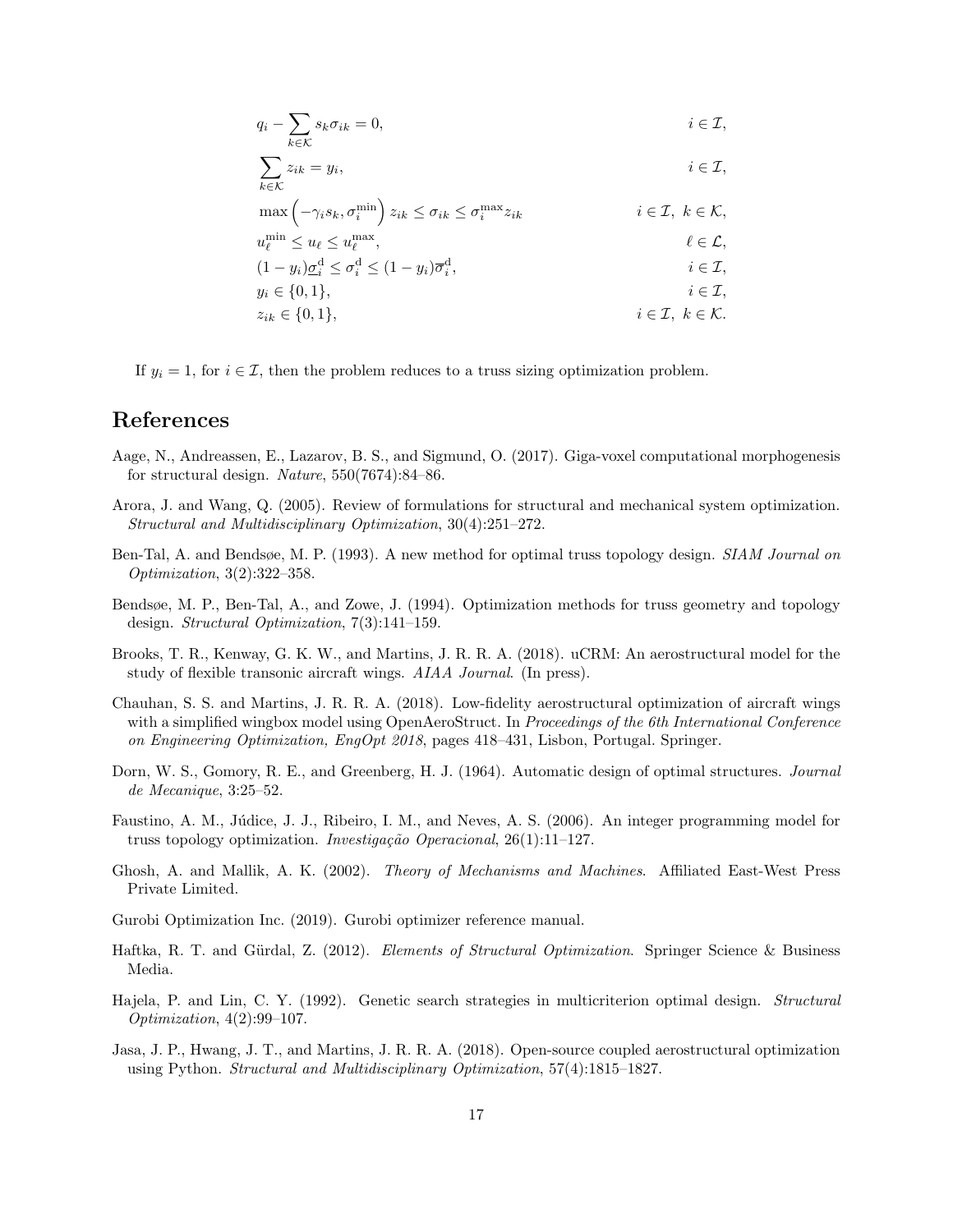$$
\begin{aligned}
& q_i - \sum_{k \in \mathcal{K}} s_k \sigma_{ik} = 0, && i \in \mathcal{I}, \\
& \sum_{k \in \mathcal{K}} z_{ik} = y_i, && i \in \mathcal{I}, \\
& \max\left(-\gamma_i s_k, \sigma_i^{\min}\right) z_{ik} \le \sigma_{ik} \le \sigma_i^{\max} z_{ik} && i \in \mathcal{I},\ k \in \mathcal{K}, \\
& u_\ell^{\min} \le u_\ell \le u_\ell^{\max}, && \ell \in \mathcal{L}, \\
& (1 - y_i)\underline{\sigma}_i^{\mathrm{d}} \le \sigma_i^{\mathrm{d}} \le (1 - y_i)\overline{\sigma}_i^{\mathrm{d}}, && i \in \mathcal{I}, \\
& y_i \in \{0, 1\}, && i \in \mathcal{I}, \\
& z_{ik} \in \{0, 1\}, && i \in \mathcal{I},\ k \in \mathcal{K}.
\end{aligned}
$$

If $y_i = 1$, for $i \in \mathcal{I}$, then the problem reduces to a truss sizing optimization problem.

# References

Aage, N., Andreassen, E., Lazarov, B. S., and Sigmund, O. (2017). Giga-voxel computational morphogenesis for structural design. *Nature*, 550(7674):84–86.

Arora, J. and Wang, Q. (2005). Review of formulations for structural and mechanical system optimization. *Structural and Multidisciplinary Optimization*, 30(4):251–272.

Ben-Tal, A. and Bendsøe, M. P. (1993). A new method for optimal truss topology design. *SIAM Journal on Optimization*, 3(2):322–358.

Bendsøe, M. P., Ben-Tal, A., and Zowe, J. (1994). Optimization methods for truss geometry and topology design. *Structural Optimization*, 7(3):141–159.

Brooks, T. R., Kenway, G. K. W., and Martins, J. R. R. A. (2018). uCRM: An aerostructural model for the study of flexible transonic aircraft wings. *AIAA Journal*. (In press).

Chauhan, S. S. and Martins, J. R. R. A. (2018). Low-fidelity aerostructural optimization of aircraft wings with a simplified wingbox model using OpenAeroStruct. In *Proceedings of the 6th International Conference on Engineering Optimization, EngOpt 2018*, pages 418–431, Lisbon, Portugal. Springer.

Dorn, W. S., Gomory, R. E., and Greenberg, H. J. (1964). Automatic design of optimal structures. *Journal de Mecanique*, 3:25–52.

Faustino, A. M., Júdice, J. J., Ribeiro, I. M., and Neves, A. S. (2006). An integer programming model for truss topology optimization. *Investigação Operacional*, 26(1):11–127.

Ghosh, A. and Mallik, A. K. (2002). *Theory of Mechanisms and Machines*. Affiliated East-West Press Private Limited.

Gurobi Optimization Inc. (2019). Gurobi optimizer reference manual.

Haftka, R. T. and Gürdal, Z. (2012). *Elements of Structural Optimization*. Springer Science & Business Media.

Hajela, P. and Lin, C. Y. (1992). Genetic search strategies in multicriterion optimal design. *Structural Optimization*, 4(2):99–107.

Jasa, J. P., Hwang, J. T., and Martins, J. R. R. A. (2018). Open-source coupled aerostructural optimization using Python. *Structural and Multidisciplinary Optimization*, 57(4):1815–1827.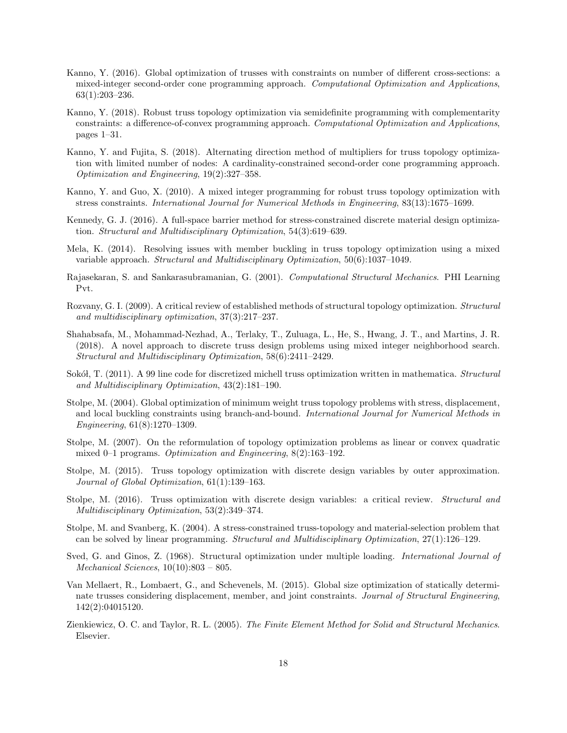Kanno, Y. (2016). Global optimization of trusses with constraints on number of different cross-sections: a mixed-integer second-order cone programming approach. *Computational Optimization and Applications*, 63(1):203–236.

Kanno, Y. (2018). Robust truss topology optimization via semidefinite programming with complementarity constraints: a difference-of-convex programming approach. *Computational Optimization and Applications*, pages 1–31.

Kanno, Y. and Fujita, S. (2018). Alternating direction method of multipliers for truss topology optimization with limited number of nodes: A cardinality-constrained second-order cone programming approach. *Optimization and Engineering*, 19(2):327–358.

Kanno, Y. and Guo, X. (2010). A mixed integer programming for robust truss topology optimization with stress constraints. *International Journal for Numerical Methods in Engineering*, 83(13):1675–1699.

Kennedy, G. J. (2016). A full-space barrier method for stress-constrained discrete material design optimization. *Structural and Multidisciplinary Optimization*, 54(3):619–639.

Mela, K. (2014). Resolving issues with member buckling in truss topology optimization using a mixed variable approach. *Structural and Multidisciplinary Optimization*, 50(6):1037–1049.

Rajasekaran, S. and Sankarasubramanian, G. (2001). *Computational Structural Mechanics*. PHI Learning Pvt.

Rozvany, G. I. (2009). A critical review of established methods of structural topology optimization. *Structural and multidisciplinary optimization*, 37(3):217–237.

Shahabsafa, M., Mohammad-Nezhad, A., Terlaky, T., Zuluaga, L., He, S., Hwang, J. T., and Martins, J. R. (2018). A novel approach to discrete truss design problems using mixed integer neighborhood search. *Structural and Multidisciplinary Optimization*, 58(6):2411–2429.

Sokół, T. (2011). A 99 line code for discretized michell truss optimization written in mathematica. *Structural and Multidisciplinary Optimization*, 43(2):181–190.

Stolpe, M. (2004). Global optimization of minimum weight truss topology problems with stress, displacement, and local buckling constraints using branch-and-bound. *International Journal for Numerical Methods in Engineering*, 61(8):1270–1309.

Stolpe, M. (2007). On the reformulation of topology optimization problems as linear or convex quadratic mixed 0–1 programs. *Optimization and Engineering*, 8(2):163–192.

Stolpe, M. (2015). Truss topology optimization with discrete design variables by outer approximation. *Journal of Global Optimization*, 61(1):139–163.

Stolpe, M. (2016). Truss optimization with discrete design variables: a critical review. *Structural and Multidisciplinary Optimization*, 53(2):349–374.

Stolpe, M. and Svanberg, K. (2004). A stress-constrained truss-topology and material-selection problem that can be solved by linear programming. *Structural and Multidisciplinary Optimization*, 27(1):126–129.

Sved, G. and Ginos, Z. (1968). Structural optimization under multiple loading. *International Journal of Mechanical Sciences*, 10(10):803 – 805.

Van Mellaert, R., Lombaert, G., and Schevenels, M. (2015). Global size optimization of statically determinate trusses considering displacement, member, and joint constraints. *Journal of Structural Engineering*, 142(2):04015120.

Zienkiewicz, O. C. and Taylor, R. L. (2005). *The Finite Element Method for Solid and Structural Mechanics*. Elsevier.